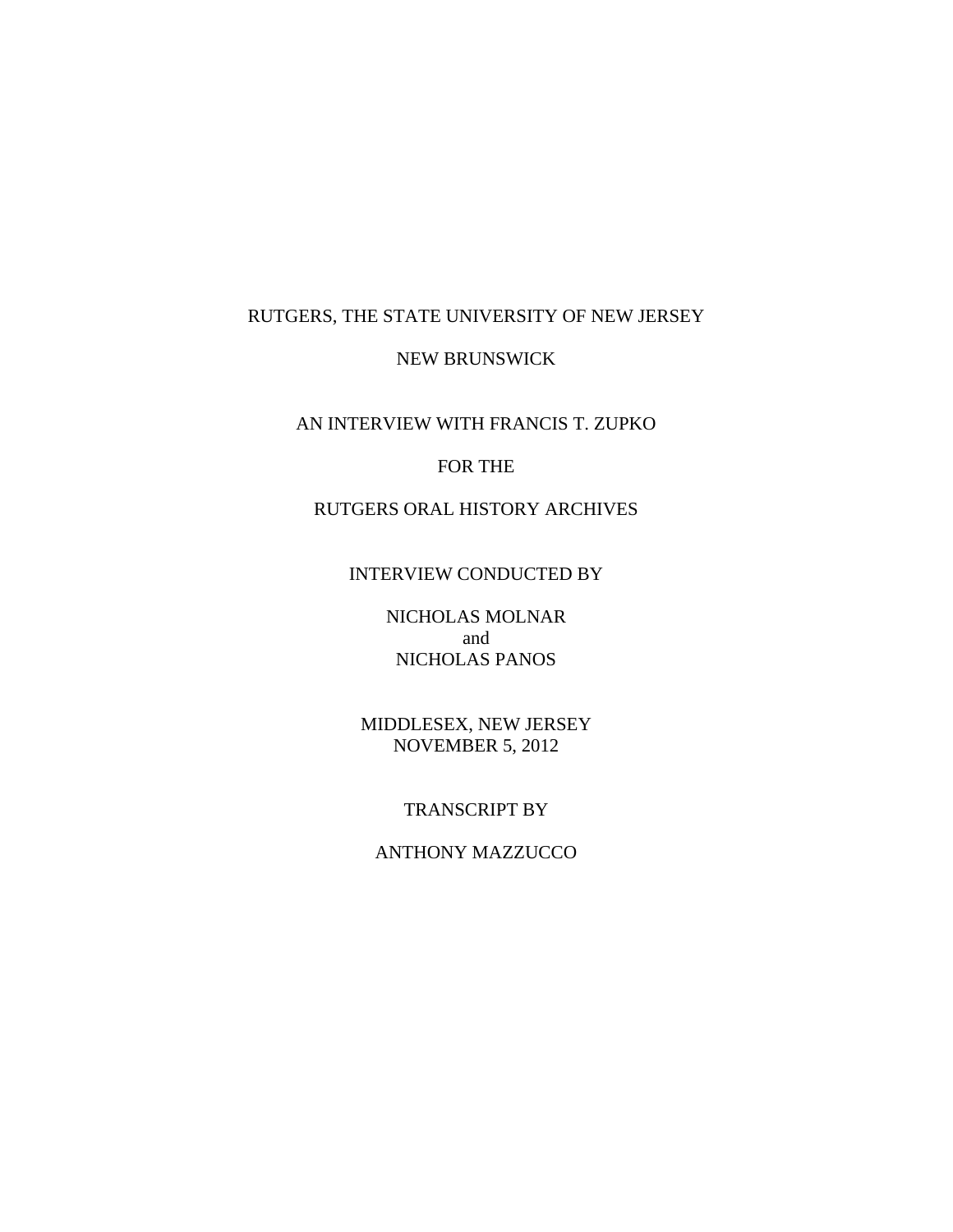RUTGERS, THE STATE UNIVERSITY OF NEW JERSEY

NEW BRUNSWICK

AN INTERVIEW WITH FRANCIS T. ZUPKO

FOR THE

RUTGERS ORAL HISTORY ARCHIVES

INTERVIEW CONDUCTED BY

NICHOLAS MOLNAR
and
NICHOLAS PANOS

MIDDLESEX, NEW JERSEY
NOVEMBER 5, 2012

TRANSCRIPT BY

ANTHONY MAZZUCCO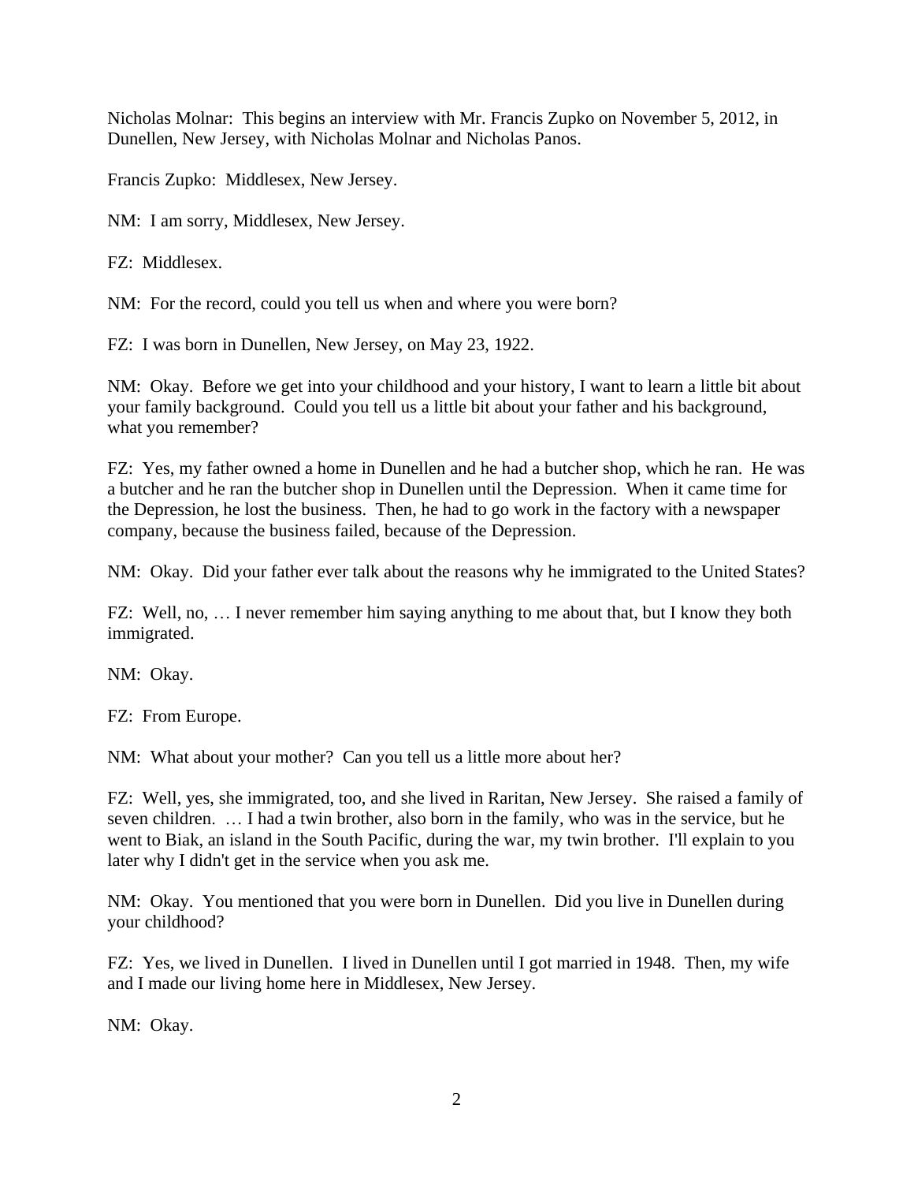Nicholas Molnar: This begins an interview with Mr. Francis Zupko on November 5, 2012, in Dunellen, New Jersey, with Nicholas Molnar and Nicholas Panos.

Francis Zupko: Middlesex, New Jersey.

NM: I am sorry, Middlesex, New Jersey.

FZ: Middlesex.

NM: For the record, could you tell us when and where you were born?

FZ: I was born in Dunellen, New Jersey, on May 23, 1922.

NM: Okay. Before we get into your childhood and your history, I want to learn a little bit about your family background. Could you tell us a little bit about your father and his background, what you remember?

FZ: Yes, my father owned a home in Dunellen and he had a butcher shop, which he ran. He was a butcher and he ran the butcher shop in Dunellen until the Depression. When it came time for the Depression, he lost the business. Then, he had to go work in the factory with a newspaper company, because the business failed, because of the Depression.

NM: Okay. Did your father ever talk about the reasons why he immigrated to the United States?

FZ: Well, no, … I never remember him saying anything to me about that, but I know they both immigrated.

NM: Okay.

FZ: From Europe.

NM: What about your mother? Can you tell us a little more about her?

FZ: Well, yes, she immigrated, too, and she lived in Raritan, New Jersey. She raised a family of seven children. … I had a twin brother, also born in the family, who was in the service, but he went to Biak, an island in the South Pacific, during the war, my twin brother. I'll explain to you later why I didn't get in the service when you ask me.

NM: Okay. You mentioned that you were born in Dunellen. Did you live in Dunellen during your childhood?

FZ: Yes, we lived in Dunellen. I lived in Dunellen until I got married in 1948. Then, my wife and I made our living home here in Middlesex, New Jersey.

NM: Okay.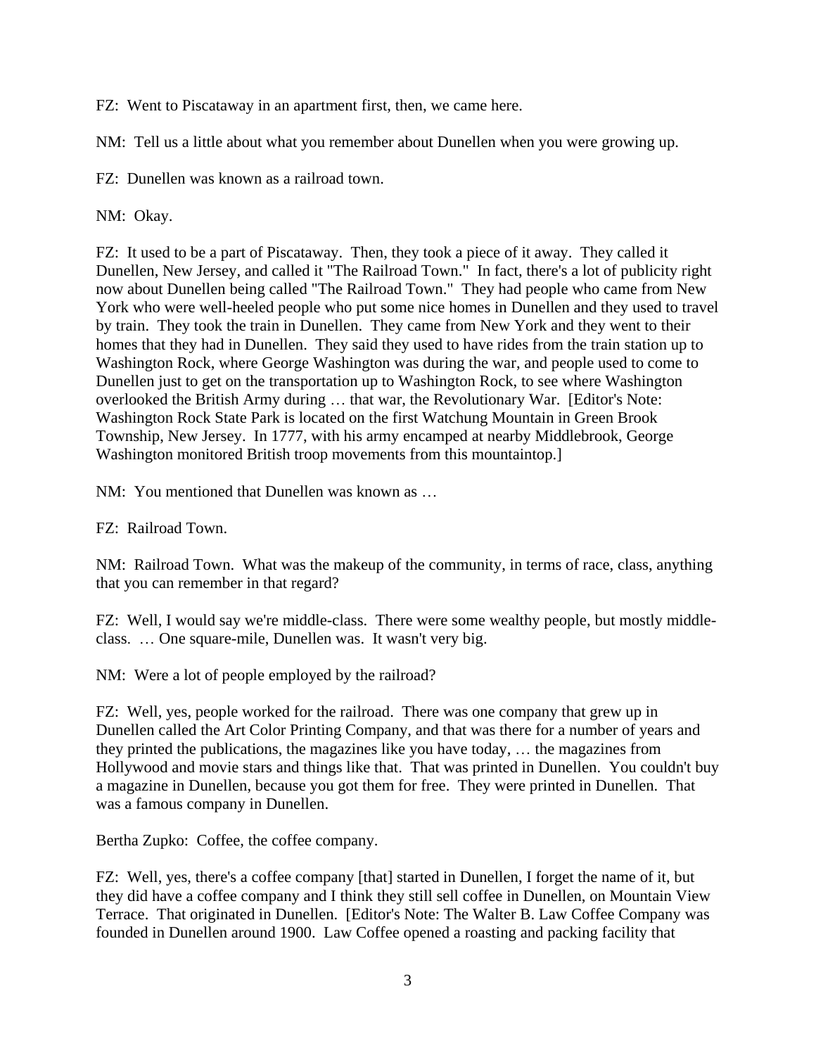FZ: Went to Piscataway in an apartment first, then, we came here.

NM: Tell us a little about what you remember about Dunellen when you were growing up.

FZ: Dunellen was known as a railroad town.

NM: Okay.

FZ: It used to be a part of Piscataway. Then, they took a piece of it away. They called it Dunellen, New Jersey, and called it "The Railroad Town." In fact, there's a lot of publicity right now about Dunellen being called "The Railroad Town." They had people who came from New York who were well-heeled people who put some nice homes in Dunellen and they used to travel by train. They took the train in Dunellen. They came from New York and they went to their homes that they had in Dunellen. They said they used to have rides from the train station up to Washington Rock, where George Washington was during the war, and people used to come to Dunellen just to get on the transportation up to Washington Rock, to see where Washington overlooked the British Army during … that war, the Revolutionary War. [Editor's Note: Washington Rock State Park is located on the first Watchung Mountain in Green Brook Township, New Jersey. In 1777, with his army encamped at nearby Middlebrook, George Washington monitored British troop movements from this mountaintop.]

NM: You mentioned that Dunellen was known as …

FZ: Railroad Town.

NM: Railroad Town. What was the makeup of the community, in terms of race, class, anything that you can remember in that regard?

FZ: Well, I would say we're middle-class. There were some wealthy people, but mostly middle-class. … One square-mile, Dunellen was. It wasn't very big.

NM: Were a lot of people employed by the railroad?

FZ: Well, yes, people worked for the railroad. There was one company that grew up in Dunellen called the Art Color Printing Company, and that was there for a number of years and they printed the publications, the magazines like you have today, … the magazines from Hollywood and movie stars and things like that. That was printed in Dunellen. You couldn't buy a magazine in Dunellen, because you got them for free. They were printed in Dunellen. That was a famous company in Dunellen.

Bertha Zupko: Coffee, the coffee company.

FZ: Well, yes, there's a coffee company [that] started in Dunellen, I forget the name of it, but they did have a coffee company and I think they still sell coffee in Dunellen, on Mountain View Terrace. That originated in Dunellen. [Editor's Note: The Walter B. Law Coffee Company was founded in Dunellen around 1900. Law Coffee opened a roasting and packing facility that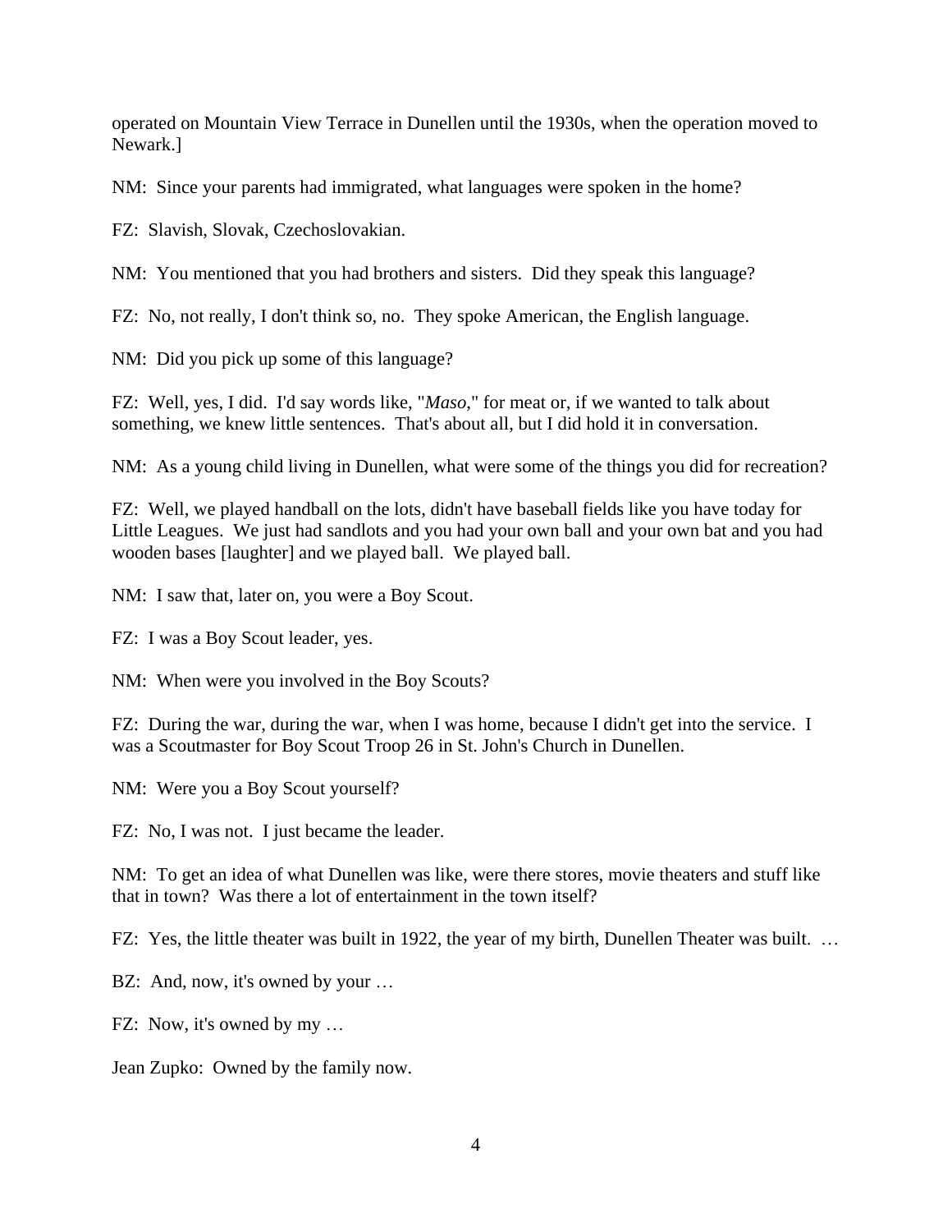operated on Mountain View Terrace in Dunellen until the 1930s, when the operation moved to Newark.]

NM: Since your parents had immigrated, what languages were spoken in the home?

FZ: Slavish, Slovak, Czechoslovakian.

NM: You mentioned that you had brothers and sisters. Did they speak this language?

FZ: No, not really, I don't think so, no. They spoke American, the English language.

NM: Did you pick up some of this language?

FZ: Well, yes, I did. I'd say words like, "*Maso*," for meat or, if we wanted to talk about something, we knew little sentences. That's about all, but I did hold it in conversation.

NM: As a young child living in Dunellen, what were some of the things you did for recreation?

FZ: Well, we played handball on the lots, didn't have baseball fields like you have today for Little Leagues. We just had sandlots and you had your own ball and your own bat and you had wooden bases [laughter] and we played ball. We played ball.

NM: I saw that, later on, you were a Boy Scout.

FZ: I was a Boy Scout leader, yes.

NM: When were you involved in the Boy Scouts?

FZ: During the war, during the war, when I was home, because I didn't get into the service. I was a Scoutmaster for Boy Scout Troop 26 in St. John's Church in Dunellen.

NM: Were you a Boy Scout yourself?

FZ: No, I was not. I just became the leader.

NM: To get an idea of what Dunellen was like, were there stores, movie theaters and stuff like that in town? Was there a lot of entertainment in the town itself?

FZ: Yes, the little theater was built in 1922, the year of my birth, Dunellen Theater was built. …

BZ: And, now, it's owned by your …

FZ: Now, it's owned by my …

Jean Zupko: Owned by the family now.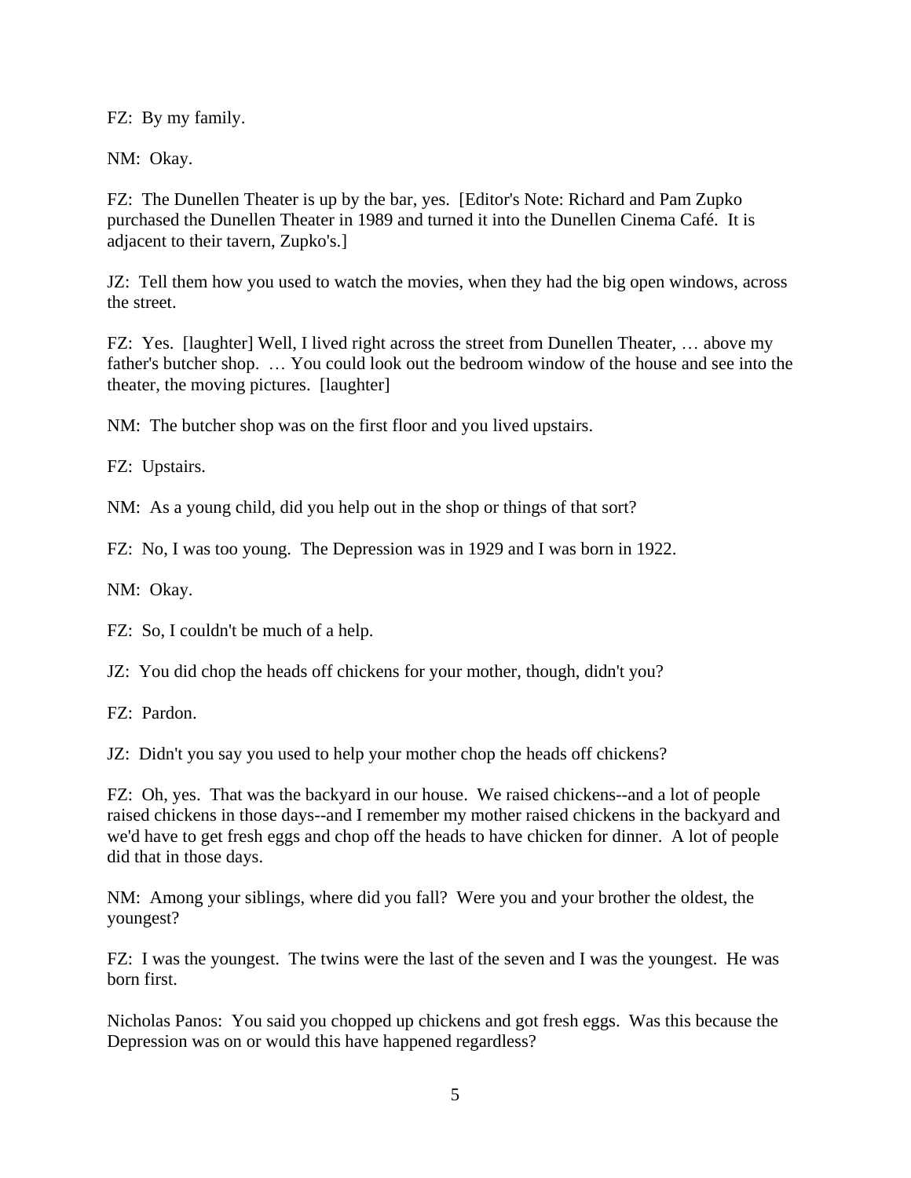FZ: By my family.

NM: Okay.

FZ: The Dunellen Theater is up by the bar, yes. [Editor's Note: Richard and Pam Zupko purchased the Dunellen Theater in 1989 and turned it into the Dunellen Cinema Café. It is adjacent to their tavern, Zupko's.]

JZ: Tell them how you used to watch the movies, when they had the big open windows, across the street.

FZ: Yes. [laughter] Well, I lived right across the street from Dunellen Theater, … above my father's butcher shop. … You could look out the bedroom window of the house and see into the theater, the moving pictures. [laughter]

NM: The butcher shop was on the first floor and you lived upstairs.

FZ: Upstairs.

NM: As a young child, did you help out in the shop or things of that sort?

FZ: No, I was too young. The Depression was in 1929 and I was born in 1922.

NM: Okay.

FZ: So, I couldn't be much of a help.

JZ: You did chop the heads off chickens for your mother, though, didn't you?

FZ: Pardon.

JZ: Didn't you say you used to help your mother chop the heads off chickens?

FZ: Oh, yes. That was the backyard in our house. We raised chickens--and a lot of people raised chickens in those days--and I remember my mother raised chickens in the backyard and we'd have to get fresh eggs and chop off the heads to have chicken for dinner. A lot of people did that in those days.

NM: Among your siblings, where did you fall? Were you and your brother the oldest, the youngest?

FZ: I was the youngest. The twins were the last of the seven and I was the youngest. He was born first.

Nicholas Panos: You said you chopped up chickens and got fresh eggs. Was this because the Depression was on or would this have happened regardless?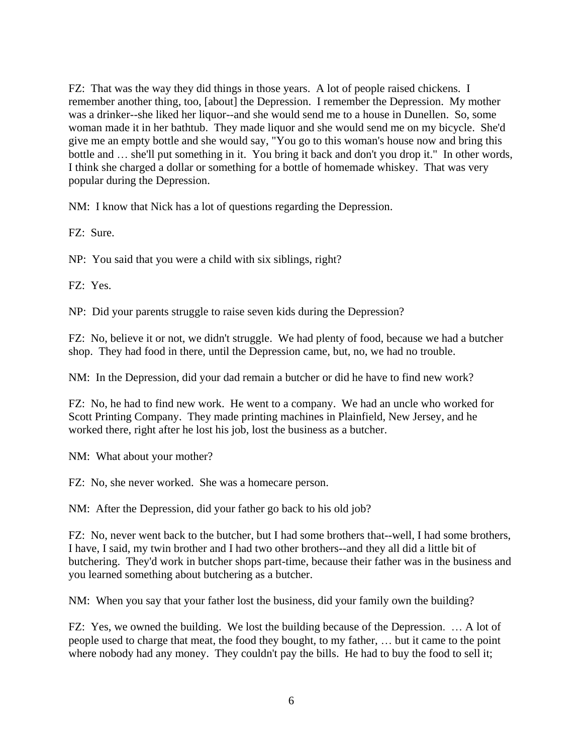FZ: That was the way they did things in those years. A lot of people raised chickens. I remember another thing, too, [about] the Depression. I remember the Depression. My mother was a drinker--she liked her liquor--and she would send me to a house in Dunellen. So, some woman made it in her bathtub. They made liquor and she would send me on my bicycle. She'd give me an empty bottle and she would say, "You go to this woman's house now and bring this bottle and … she'll put something in it. You bring it back and don't you drop it." In other words, I think she charged a dollar or something for a bottle of homemade whiskey. That was very popular during the Depression.

NM: I know that Nick has a lot of questions regarding the Depression.

FZ: Sure.

NP: You said that you were a child with six siblings, right?

FZ: Yes.

NP: Did your parents struggle to raise seven kids during the Depression?

FZ: No, believe it or not, we didn't struggle. We had plenty of food, because we had a butcher shop. They had food in there, until the Depression came, but, no, we had no trouble.

NM: In the Depression, did your dad remain a butcher or did he have to find new work?

FZ: No, he had to find new work. He went to a company. We had an uncle who worked for Scott Printing Company. They made printing machines in Plainfield, New Jersey, and he worked there, right after he lost his job, lost the business as a butcher.

NM: What about your mother?

FZ: No, she never worked. She was a homecare person.

NM: After the Depression, did your father go back to his old job?

FZ: No, never went back to the butcher, but I had some brothers that--well, I had some brothers, I have, I said, my twin brother and I had two other brothers--and they all did a little bit of butchering. They'd work in butcher shops part-time, because their father was in the business and you learned something about butchering as a butcher.

NM: When you say that your father lost the business, did your family own the building?

FZ: Yes, we owned the building. We lost the building because of the Depression. … A lot of people used to charge that meat, the food they bought, to my father, … but it came to the point where nobody had any money. They couldn't pay the bills. He had to buy the food to sell it;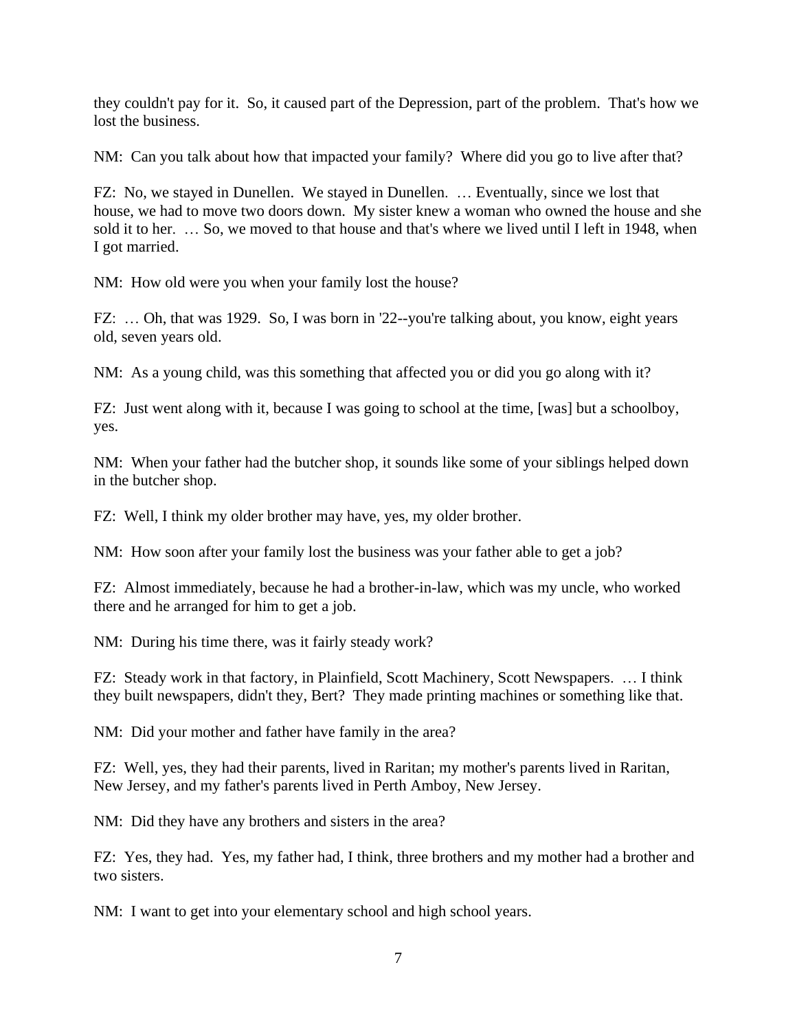they couldn't pay for it.  So, it caused part of the Depression, part of the problem.  That's how we lost the business.

NM:  Can you talk about how that impacted your family?  Where did you go to live after that?

FZ:  No, we stayed in Dunellen.  We stayed in Dunellen.  … Eventually, since we lost that house, we had to move two doors down.  My sister knew a woman who owned the house and she sold it to her.  … So, we moved to that house and that's where we lived until I left in 1948, when I got married.

NM:  How old were you when your family lost the house?

FZ:  … Oh, that was 1929.  So, I was born in '22--you're talking about, you know, eight years old, seven years old.

NM:  As a young child, was this something that affected you or did you go along with it?

FZ:  Just went along with it, because I was going to school at the time, [was] but a schoolboy, yes.

NM:  When your father had the butcher shop, it sounds like some of your siblings helped down in the butcher shop.

FZ:  Well, I think my older brother may have, yes, my older brother.

NM:  How soon after your family lost the business was your father able to get a job?

FZ:  Almost immediately, because he had a brother-in-law, which was my uncle, who worked there and he arranged for him to get a job.

NM:  During his time there, was it fairly steady work?

FZ:  Steady work in that factory, in Plainfield, Scott Machinery, Scott Newspapers.  … I think they built newspapers, didn't they, Bert?  They made printing machines or something like that.

NM:  Did your mother and father have family in the area?

FZ:  Well, yes, they had their parents, lived in Raritan; my mother's parents lived in Raritan, New Jersey, and my father's parents lived in Perth Amboy, New Jersey.

NM:  Did they have any brothers and sisters in the area?

FZ:  Yes, they had.  Yes, my father had, I think, three brothers and my mother had a brother and two sisters.

NM:  I want to get into your elementary school and high school years.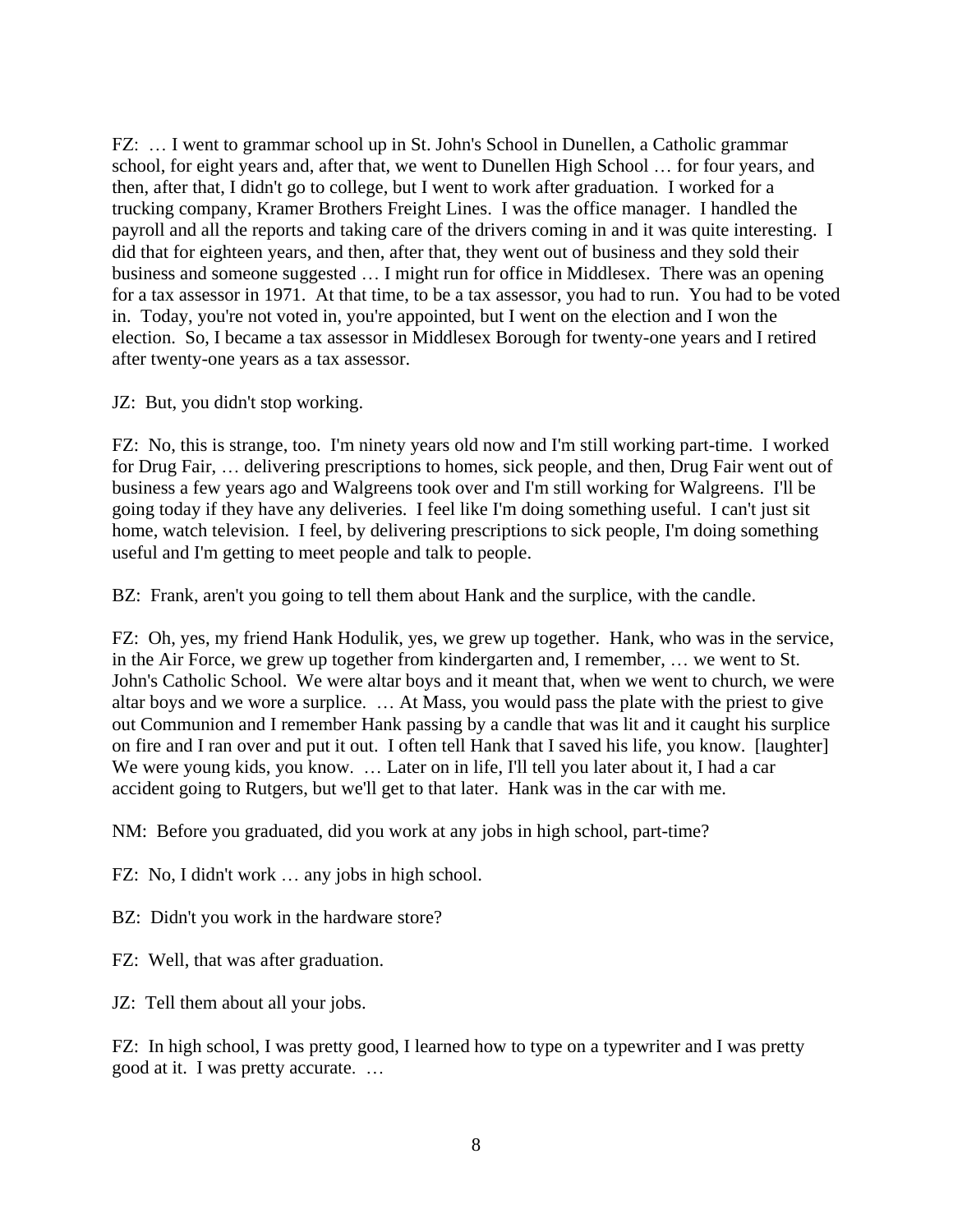FZ: … I went to grammar school up in St. John's School in Dunellen, a Catholic grammar school, for eight years and, after that, we went to Dunellen High School … for four years, and then, after that, I didn't go to college, but I went to work after graduation. I worked for a trucking company, Kramer Brothers Freight Lines. I was the office manager. I handled the payroll and all the reports and taking care of the drivers coming in and it was quite interesting. I did that for eighteen years, and then, after that, they went out of business and they sold their business and someone suggested … I might run for office in Middlesex. There was an opening for a tax assessor in 1971. At that time, to be a tax assessor, you had to run. You had to be voted in. Today, you're not voted in, you're appointed, but I went on the election and I won the election. So, I became a tax assessor in Middlesex Borough for twenty-one years and I retired after twenty-one years as a tax assessor.

JZ: But, you didn't stop working.

FZ: No, this is strange, too. I'm ninety years old now and I'm still working part-time. I worked for Drug Fair, … delivering prescriptions to homes, sick people, and then, Drug Fair went out of business a few years ago and Walgreens took over and I'm still working for Walgreens. I'll be going today if they have any deliveries. I feel like I'm doing something useful. I can't just sit home, watch television. I feel, by delivering prescriptions to sick people, I'm doing something useful and I'm getting to meet people and talk to people.

BZ: Frank, aren't you going to tell them about Hank and the surplice, with the candle.

FZ: Oh, yes, my friend Hank Hodulik, yes, we grew up together. Hank, who was in the service, in the Air Force, we grew up together from kindergarten and, I remember, … we went to St. John's Catholic School. We were altar boys and it meant that, when we went to church, we were altar boys and we wore a surplice. … At Mass, you would pass the plate with the priest to give out Communion and I remember Hank passing by a candle that was lit and it caught his surplice on fire and I ran over and put it out. I often tell Hank that I saved his life, you know. [laughter] We were young kids, you know. … Later on in life, I'll tell you later about it, I had a car accident going to Rutgers, but we'll get to that later. Hank was in the car with me.

NM: Before you graduated, did you work at any jobs in high school, part-time?

FZ: No, I didn't work … any jobs in high school.

BZ: Didn't you work in the hardware store?

FZ: Well, that was after graduation.

JZ: Tell them about all your jobs.

FZ: In high school, I was pretty good, I learned how to type on a typewriter and I was pretty good at it. I was pretty accurate. …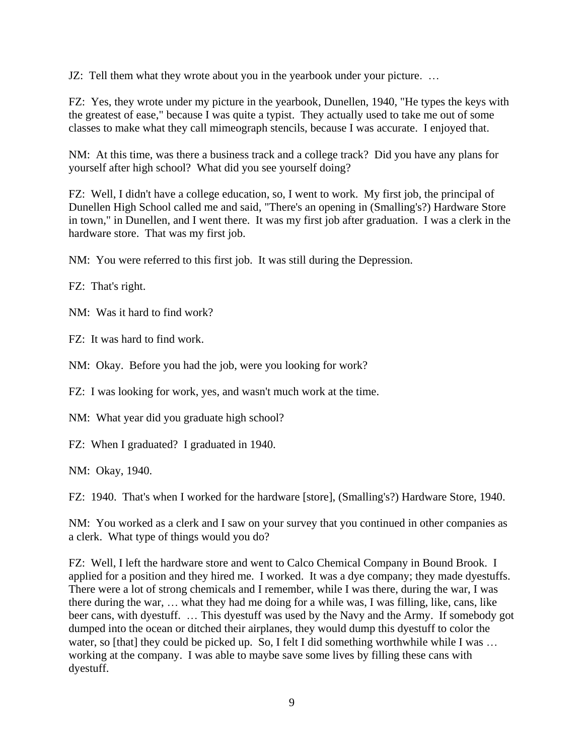JZ: Tell them what they wrote about you in the yearbook under your picture. …

FZ: Yes, they wrote under my picture in the yearbook, Dunellen, 1940, "He types the keys with the greatest of ease," because I was quite a typist. They actually used to take me out of some classes to make what they call mimeograph stencils, because I was accurate. I enjoyed that.

NM: At this time, was there a business track and a college track? Did you have any plans for yourself after high school? What did you see yourself doing?

FZ: Well, I didn't have a college education, so, I went to work. My first job, the principal of Dunellen High School called me and said, "There's an opening in (Smalling's?) Hardware Store in town," in Dunellen, and I went there. It was my first job after graduation. I was a clerk in the hardware store. That was my first job.

NM: You were referred to this first job. It was still during the Depression.

FZ: That's right.

NM: Was it hard to find work?

FZ: It was hard to find work.

NM: Okay. Before you had the job, were you looking for work?

FZ: I was looking for work, yes, and wasn't much work at the time.

NM: What year did you graduate high school?

FZ: When I graduated? I graduated in 1940.

NM: Okay, 1940.

FZ: 1940. That's when I worked for the hardware [store], (Smalling's?) Hardware Store, 1940.

NM: You worked as a clerk and I saw on your survey that you continued in other companies as a clerk. What type of things would you do?

FZ: Well, I left the hardware store and went to Calco Chemical Company in Bound Brook. I applied for a position and they hired me. I worked. It was a dye company; they made dyestuffs. There were a lot of strong chemicals and I remember, while I was there, during the war, I was there during the war, … what they had me doing for a while was, I was filling, like, cans, like beer cans, with dyestuff. … This dyestuff was used by the Navy and the Army. If somebody got dumped into the ocean or ditched their airplanes, they would dump this dyestuff to color the water, so [that] they could be picked up. So, I felt I did something worthwhile while I was … working at the company. I was able to maybe save some lives by filling these cans with dyestuff.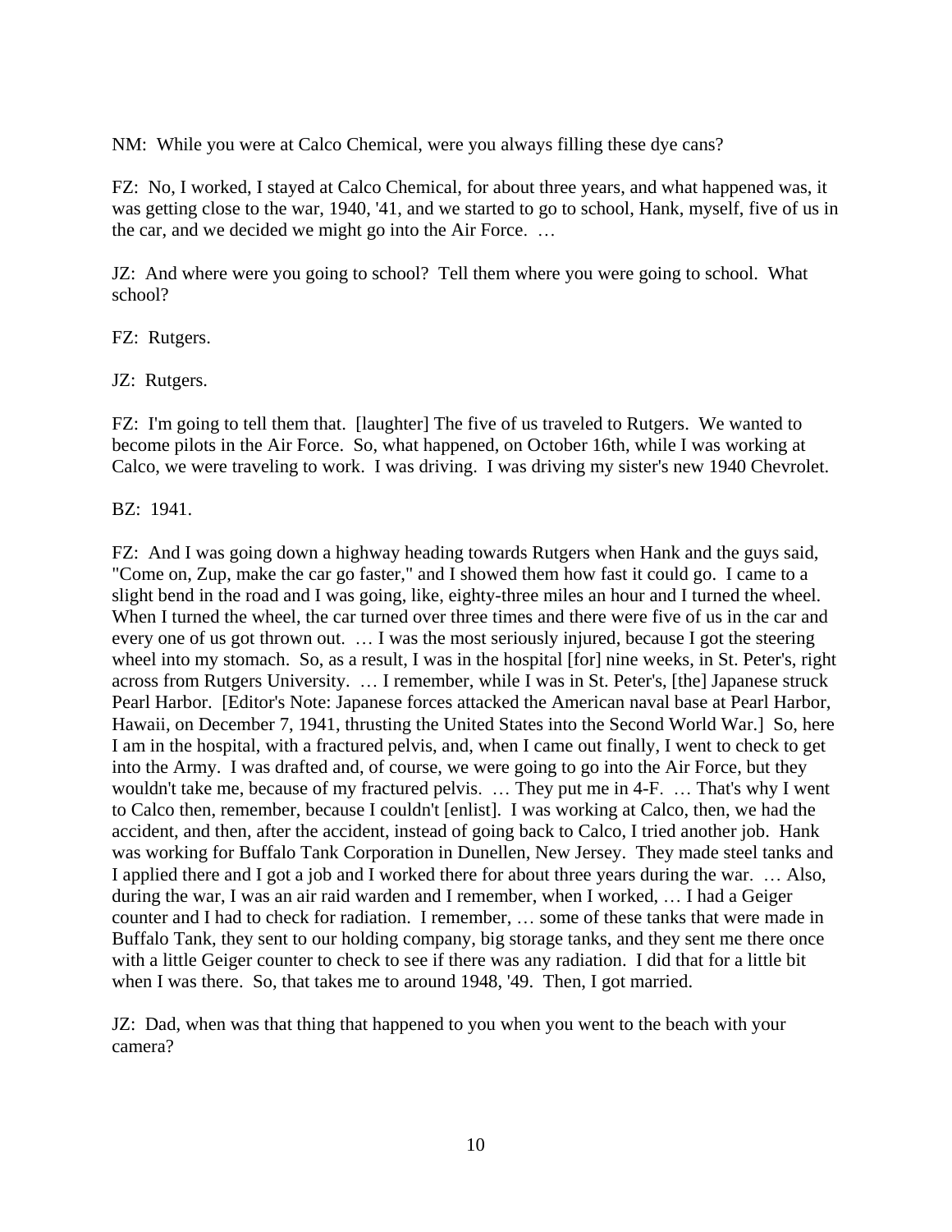NM: While you were at Calco Chemical, were you always filling these dye cans?

FZ: No, I worked, I stayed at Calco Chemical, for about three years, and what happened was, it was getting close to the war, 1940, '41, and we started to go to school, Hank, myself, five of us in the car, and we decided we might go into the Air Force. …

JZ: And where were you going to school? Tell them where you were going to school. What school?

FZ: Rutgers.

JZ: Rutgers.

FZ: I'm going to tell them that. [laughter] The five of us traveled to Rutgers. We wanted to become pilots in the Air Force. So, what happened, on October 16th, while I was working at Calco, we were traveling to work. I was driving. I was driving my sister's new 1940 Chevrolet.

BZ: 1941.

FZ: And I was going down a highway heading towards Rutgers when Hank and the guys said, "Come on, Zup, make the car go faster," and I showed them how fast it could go. I came to a slight bend in the road and I was going, like, eighty-three miles an hour and I turned the wheel. When I turned the wheel, the car turned over three times and there were five of us in the car and every one of us got thrown out. … I was the most seriously injured, because I got the steering wheel into my stomach. So, as a result, I was in the hospital [for] nine weeks, in St. Peter's, right across from Rutgers University. … I remember, while I was in St. Peter's, [the] Japanese struck Pearl Harbor. [Editor's Note: Japanese forces attacked the American naval base at Pearl Harbor, Hawaii, on December 7, 1941, thrusting the United States into the Second World War.] So, here I am in the hospital, with a fractured pelvis, and, when I came out finally, I went to check to get into the Army. I was drafted and, of course, we were going to go into the Air Force, but they wouldn't take me, because of my fractured pelvis. … They put me in 4-F. … That's why I went to Calco then, remember, because I couldn't [enlist]. I was working at Calco, then, we had the accident, and then, after the accident, instead of going back to Calco, I tried another job. Hank was working for Buffalo Tank Corporation in Dunellen, New Jersey. They made steel tanks and I applied there and I got a job and I worked there for about three years during the war. … Also, during the war, I was an air raid warden and I remember, when I worked, … I had a Geiger counter and I had to check for radiation. I remember, … some of these tanks that were made in Buffalo Tank, they sent to our holding company, big storage tanks, and they sent me there once with a little Geiger counter to check to see if there was any radiation. I did that for a little bit when I was there. So, that takes me to around 1948, '49. Then, I got married.

JZ: Dad, when was that thing that happened to you when you went to the beach with your camera?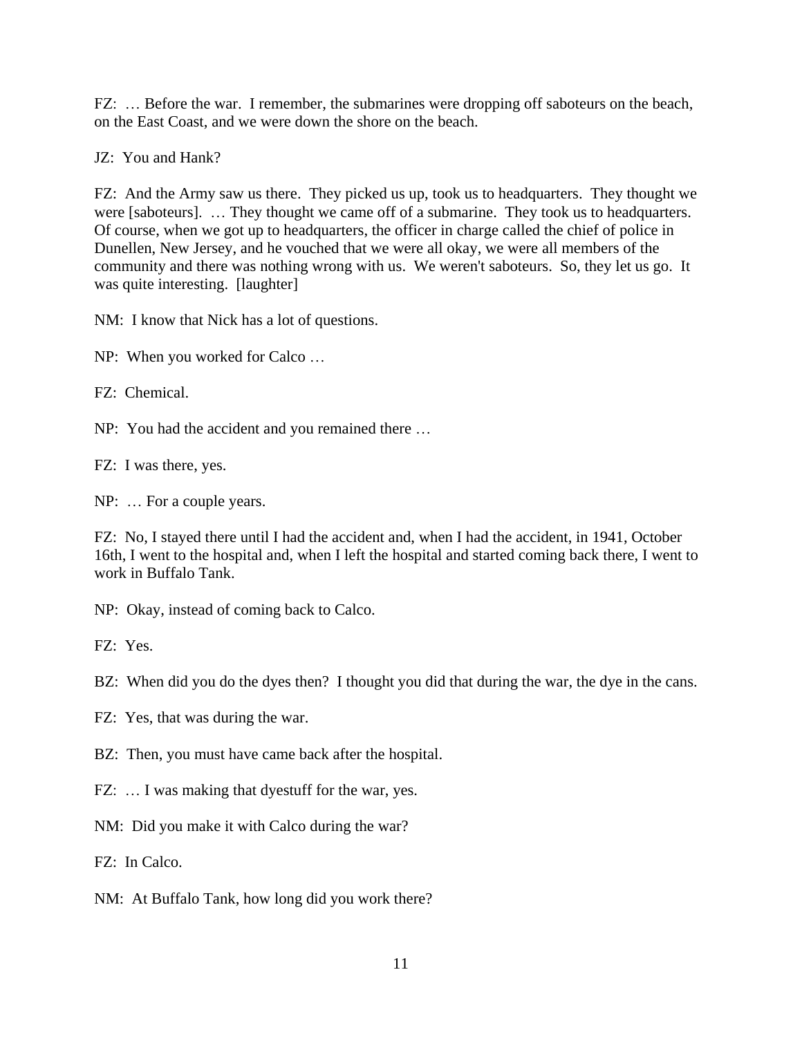FZ: … Before the war. I remember, the submarines were dropping off saboteurs on the beach, on the East Coast, and we were down the shore on the beach.

JZ: You and Hank?

FZ: And the Army saw us there. They picked us up, took us to headquarters. They thought we were [saboteurs]. … They thought we came off of a submarine. They took us to headquarters. Of course, when we got up to headquarters, the officer in charge called the chief of police in Dunellen, New Jersey, and he vouched that we were all okay, we were all members of the community and there was nothing wrong with us. We weren't saboteurs. So, they let us go. It was quite interesting. [laughter]

NM: I know that Nick has a lot of questions.

NP: When you worked for Calco …

FZ: Chemical.

NP: You had the accident and you remained there …

FZ: I was there, yes.

NP: … For a couple years.

FZ: No, I stayed there until I had the accident and, when I had the accident, in 1941, October 16th, I went to the hospital and, when I left the hospital and started coming back there, I went to work in Buffalo Tank.

NP: Okay, instead of coming back to Calco.

FZ: Yes.

BZ: When did you do the dyes then? I thought you did that during the war, the dye in the cans.

FZ: Yes, that was during the war.

BZ: Then, you must have came back after the hospital.

FZ: … I was making that dyestuff for the war, yes.

NM: Did you make it with Calco during the war?

FZ: In Calco.

NM: At Buffalo Tank, how long did you work there?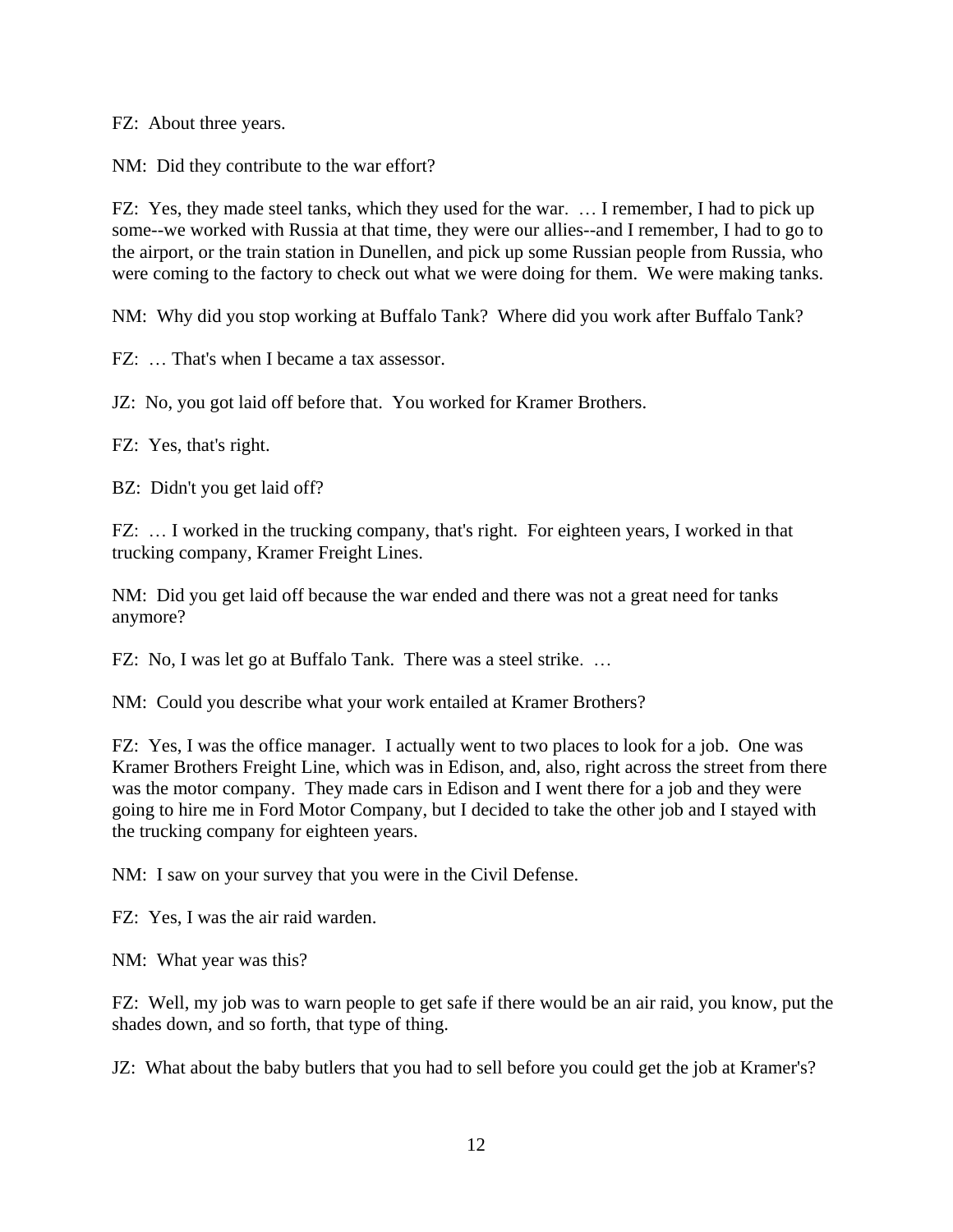FZ: About three years.

NM: Did they contribute to the war effort?

FZ: Yes, they made steel tanks, which they used for the war. … I remember, I had to pick up some--we worked with Russia at that time, they were our allies--and I remember, I had to go to the airport, or the train station in Dunellen, and pick up some Russian people from Russia, who were coming to the factory to check out what we were doing for them. We were making tanks.

NM: Why did you stop working at Buffalo Tank? Where did you work after Buffalo Tank?

FZ: … That's when I became a tax assessor.

JZ: No, you got laid off before that. You worked for Kramer Brothers.

FZ: Yes, that's right.

BZ: Didn't you get laid off?

FZ: … I worked in the trucking company, that's right. For eighteen years, I worked in that trucking company, Kramer Freight Lines.

NM: Did you get laid off because the war ended and there was not a great need for tanks anymore?

FZ: No, I was let go at Buffalo Tank. There was a steel strike. …

NM: Could you describe what your work entailed at Kramer Brothers?

FZ: Yes, I was the office manager. I actually went to two places to look for a job. One was Kramer Brothers Freight Line, which was in Edison, and, also, right across the street from there was the motor company. They made cars in Edison and I went there for a job and they were going to hire me in Ford Motor Company, but I decided to take the other job and I stayed with the trucking company for eighteen years.

NM: I saw on your survey that you were in the Civil Defense.

FZ: Yes, I was the air raid warden.

NM: What year was this?

FZ: Well, my job was to warn people to get safe if there would be an air raid, you know, put the shades down, and so forth, that type of thing.

JZ: What about the baby butlers that you had to sell before you could get the job at Kramer's?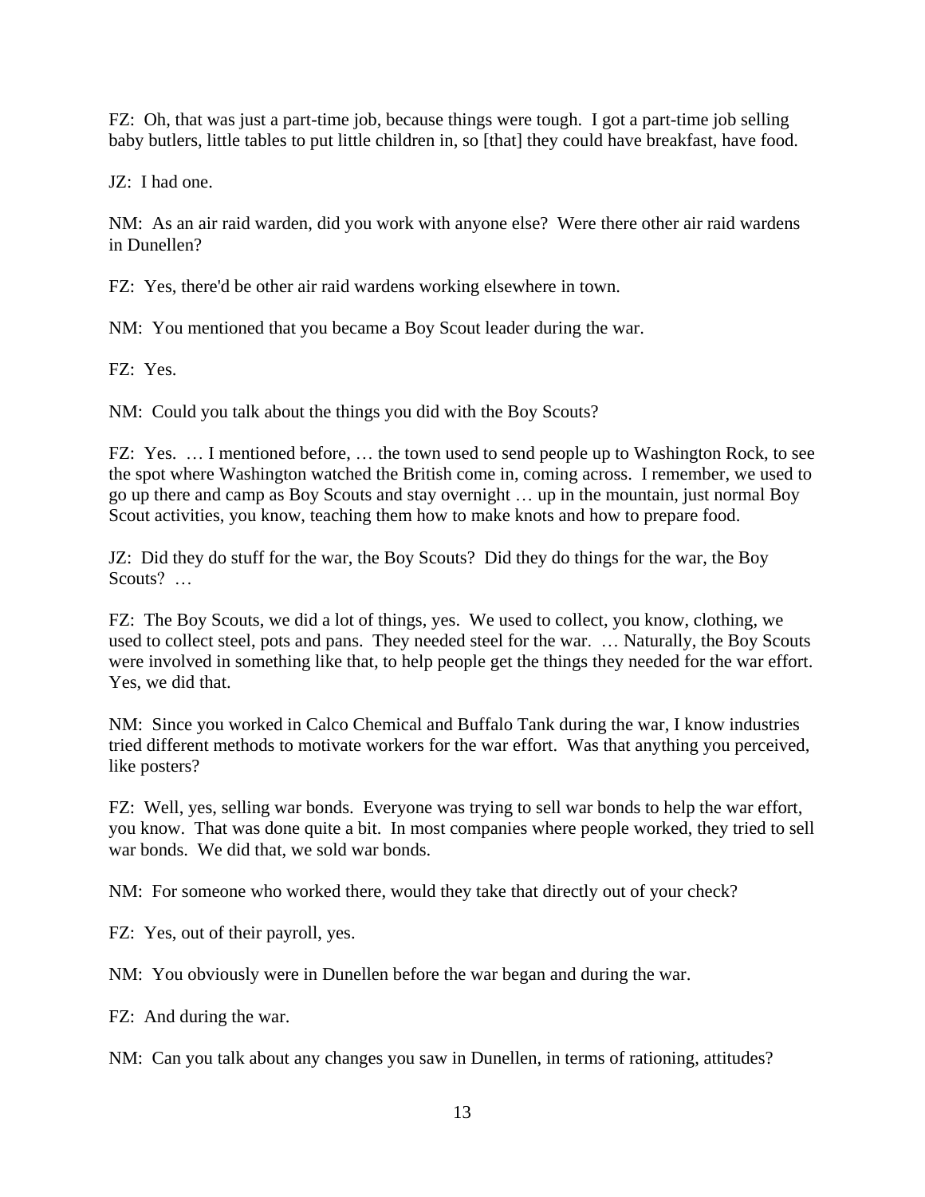FZ: Oh, that was just a part-time job, because things were tough. I got a part-time job selling baby butlers, little tables to put little children in, so [that] they could have breakfast, have food.

JZ: I had one.

NM: As an air raid warden, did you work with anyone else? Were there other air raid wardens in Dunellen?

FZ: Yes, there'd be other air raid wardens working elsewhere in town.

NM: You mentioned that you became a Boy Scout leader during the war.

FZ: Yes.

NM: Could you talk about the things you did with the Boy Scouts?

FZ: Yes. … I mentioned before, … the town used to send people up to Washington Rock, to see the spot where Washington watched the British come in, coming across. I remember, we used to go up there and camp as Boy Scouts and stay overnight … up in the mountain, just normal Boy Scout activities, you know, teaching them how to make knots and how to prepare food.

JZ: Did they do stuff for the war, the Boy Scouts? Did they do things for the war, the Boy Scouts? …

FZ: The Boy Scouts, we did a lot of things, yes. We used to collect, you know, clothing, we used to collect steel, pots and pans. They needed steel for the war. … Naturally, the Boy Scouts were involved in something like that, to help people get the things they needed for the war effort. Yes, we did that.

NM: Since you worked in Calco Chemical and Buffalo Tank during the war, I know industries tried different methods to motivate workers for the war effort. Was that anything you perceived, like posters?

FZ: Well, yes, selling war bonds. Everyone was trying to sell war bonds to help the war effort, you know. That was done quite a bit. In most companies where people worked, they tried to sell war bonds. We did that, we sold war bonds.

NM: For someone who worked there, would they take that directly out of your check?

FZ: Yes, out of their payroll, yes.

NM: You obviously were in Dunellen before the war began and during the war.

FZ: And during the war.

NM: Can you talk about any changes you saw in Dunellen, in terms of rationing, attitudes?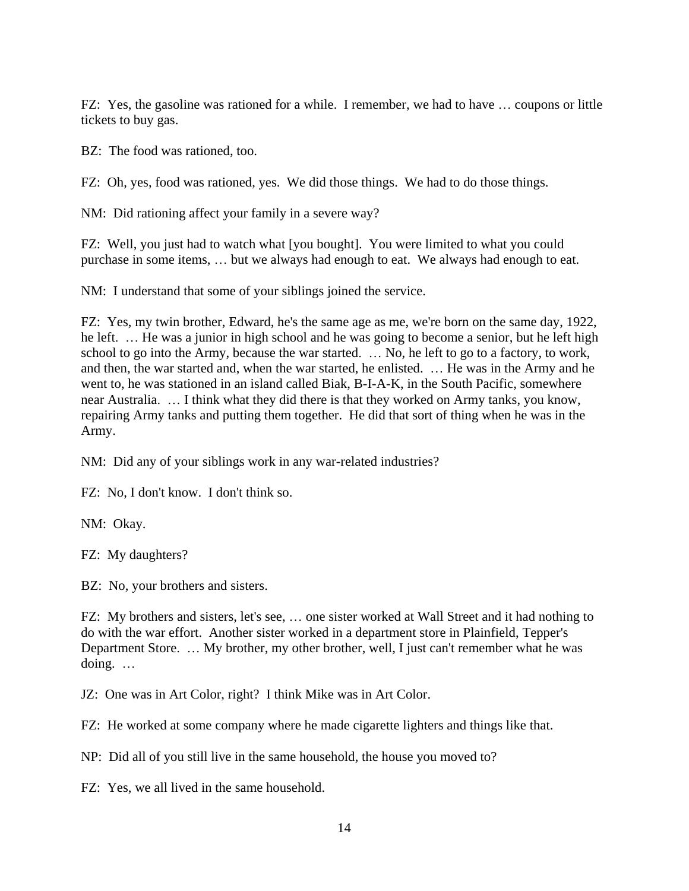FZ: Yes, the gasoline was rationed for a while. I remember, we had to have … coupons or little tickets to buy gas.

BZ: The food was rationed, too.

FZ: Oh, yes, food was rationed, yes. We did those things. We had to do those things.

NM: Did rationing affect your family in a severe way?

FZ: Well, you just had to watch what [you bought]. You were limited to what you could purchase in some items, … but we always had enough to eat. We always had enough to eat.

NM: I understand that some of your siblings joined the service.

FZ: Yes, my twin brother, Edward, he's the same age as me, we're born on the same day, 1922, he left. … He was a junior in high school and he was going to become a senior, but he left high school to go into the Army, because the war started. … No, he left to go to a factory, to work, and then, the war started and, when the war started, he enlisted. … He was in the Army and he went to, he was stationed in an island called Biak, B-I-A-K, in the South Pacific, somewhere near Australia. … I think what they did there is that they worked on Army tanks, you know, repairing Army tanks and putting them together. He did that sort of thing when he was in the Army.

NM: Did any of your siblings work in any war-related industries?

FZ: No, I don't know. I don't think so.

NM: Okay.

FZ: My daughters?

BZ: No, your brothers and sisters.

FZ: My brothers and sisters, let's see, … one sister worked at Wall Street and it had nothing to do with the war effort. Another sister worked in a department store in Plainfield, Tepper's Department Store. … My brother, my other brother, well, I just can't remember what he was doing. …

JZ: One was in Art Color, right? I think Mike was in Art Color.

FZ: He worked at some company where he made cigarette lighters and things like that.

NP: Did all of you still live in the same household, the house you moved to?

FZ: Yes, we all lived in the same household.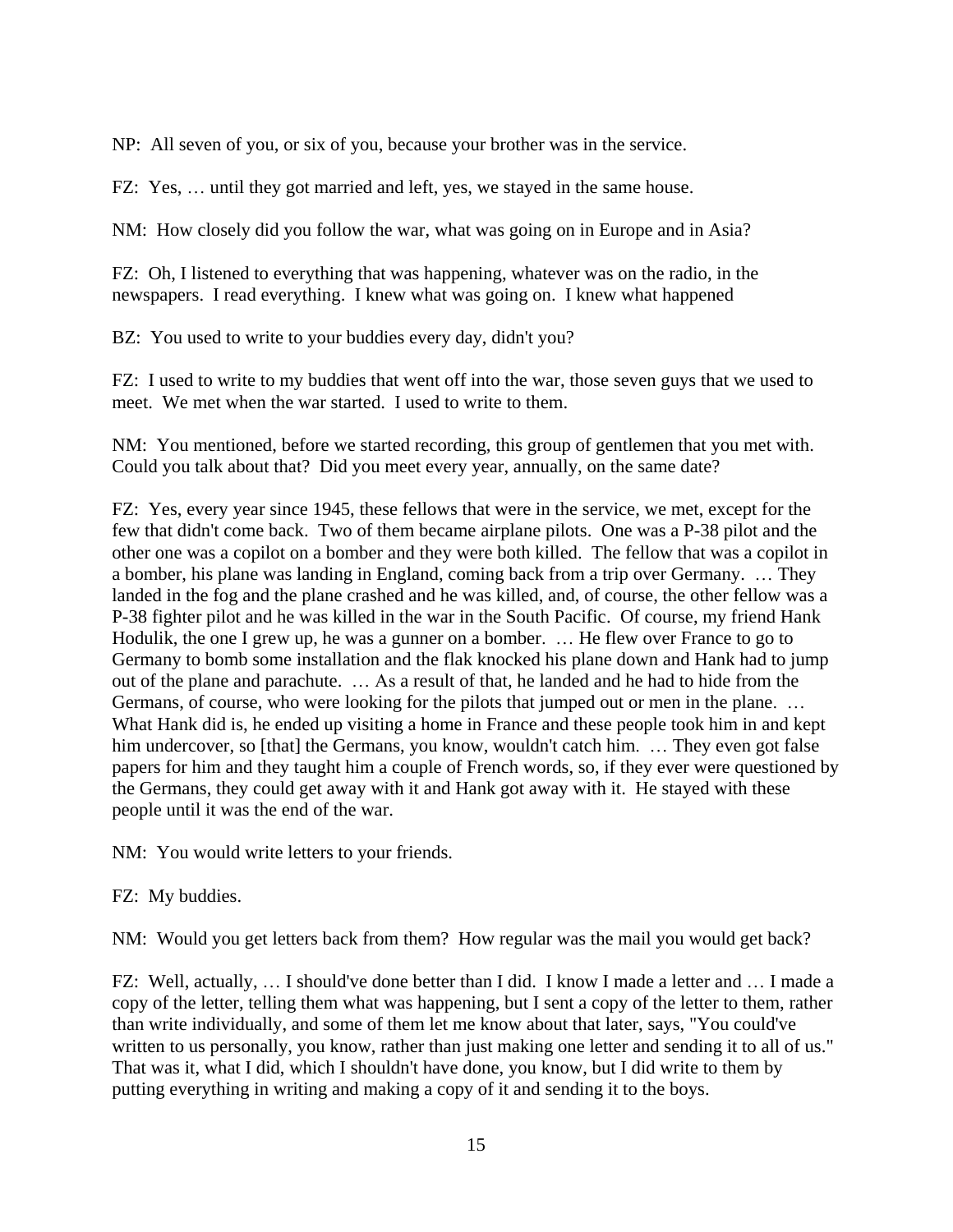NP: All seven of you, or six of you, because your brother was in the service.

FZ: Yes, … until they got married and left, yes, we stayed in the same house.

NM: How closely did you follow the war, what was going on in Europe and in Asia?

FZ: Oh, I listened to everything that was happening, whatever was on the radio, in the newspapers. I read everything. I knew what was going on. I knew what happened

BZ: You used to write to your buddies every day, didn't you?

FZ: I used to write to my buddies that went off into the war, those seven guys that we used to meet. We met when the war started. I used to write to them.

NM: You mentioned, before we started recording, this group of gentlemen that you met with. Could you talk about that? Did you meet every year, annually, on the same date?

FZ: Yes, every year since 1945, these fellows that were in the service, we met, except for the few that didn't come back. Two of them became airplane pilots. One was a P-38 pilot and the other one was a copilot on a bomber and they were both killed. The fellow that was a copilot in a bomber, his plane was landing in England, coming back from a trip over Germany. … They landed in the fog and the plane crashed and he was killed, and, of course, the other fellow was a P-38 fighter pilot and he was killed in the war in the South Pacific. Of course, my friend Hank Hodulik, the one I grew up, he was a gunner on a bomber. … He flew over France to go to Germany to bomb some installation and the flak knocked his plane down and Hank had to jump out of the plane and parachute. … As a result of that, he landed and he had to hide from the Germans, of course, who were looking for the pilots that jumped out or men in the plane. … What Hank did is, he ended up visiting a home in France and these people took him in and kept him undercover, so [that] the Germans, you know, wouldn't catch him. … They even got false papers for him and they taught him a couple of French words, so, if they ever were questioned by the Germans, they could get away with it and Hank got away with it. He stayed with these people until it was the end of the war.

NM: You would write letters to your friends.

FZ: My buddies.

NM: Would you get letters back from them? How regular was the mail you would get back?

FZ: Well, actually, … I should've done better than I did. I know I made a letter and … I made a copy of the letter, telling them what was happening, but I sent a copy of the letter to them, rather than write individually, and some of them let me know about that later, says, "You could've written to us personally, you know, rather than just making one letter and sending it to all of us." That was it, what I did, which I shouldn't have done, you know, but I did write to them by putting everything in writing and making a copy of it and sending it to the boys.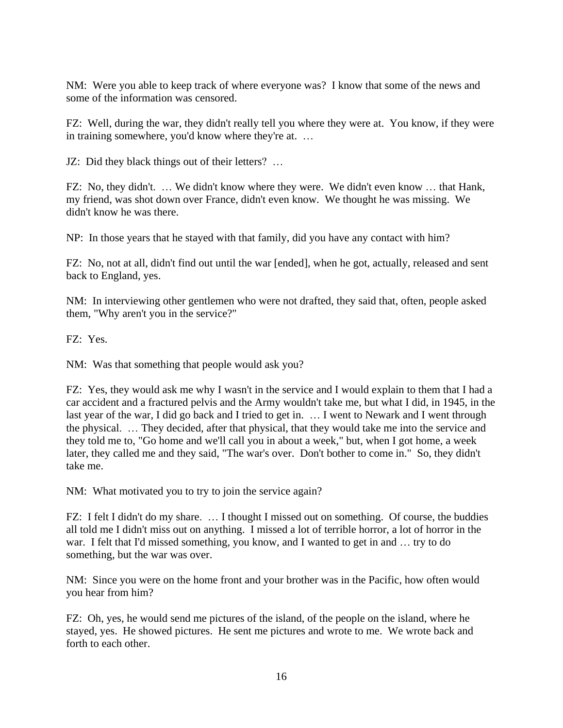NM: Were you able to keep track of where everyone was? I know that some of the news and some of the information was censored.

FZ: Well, during the war, they didn't really tell you where they were at. You know, if they were in training somewhere, you'd know where they're at. …

JZ: Did they black things out of their letters? …

FZ: No, they didn't. … We didn't know where they were. We didn't even know … that Hank, my friend, was shot down over France, didn't even know. We thought he was missing. We didn't know he was there.

NP: In those years that he stayed with that family, did you have any contact with him?

FZ: No, not at all, didn't find out until the war [ended], when he got, actually, released and sent back to England, yes.

NM: In interviewing other gentlemen who were not drafted, they said that, often, people asked them, "Why aren't you in the service?"

FZ: Yes.

NM: Was that something that people would ask you?

FZ: Yes, they would ask me why I wasn't in the service and I would explain to them that I had a car accident and a fractured pelvis and the Army wouldn't take me, but what I did, in 1945, in the last year of the war, I did go back and I tried to get in. … I went to Newark and I went through the physical. … They decided, after that physical, that they would take me into the service and they told me to, "Go home and we'll call you in about a week," but, when I got home, a week later, they called me and they said, "The war's over. Don't bother to come in." So, they didn't take me.

NM: What motivated you to try to join the service again?

FZ: I felt I didn't do my share. … I thought I missed out on something. Of course, the buddies all told me I didn't miss out on anything. I missed a lot of terrible horror, a lot of horror in the war. I felt that I'd missed something, you know, and I wanted to get in and … try to do something, but the war was over.

NM: Since you were on the home front and your brother was in the Pacific, how often would you hear from him?

FZ: Oh, yes, he would send me pictures of the island, of the people on the island, where he stayed, yes. He showed pictures. He sent me pictures and wrote to me. We wrote back and forth to each other.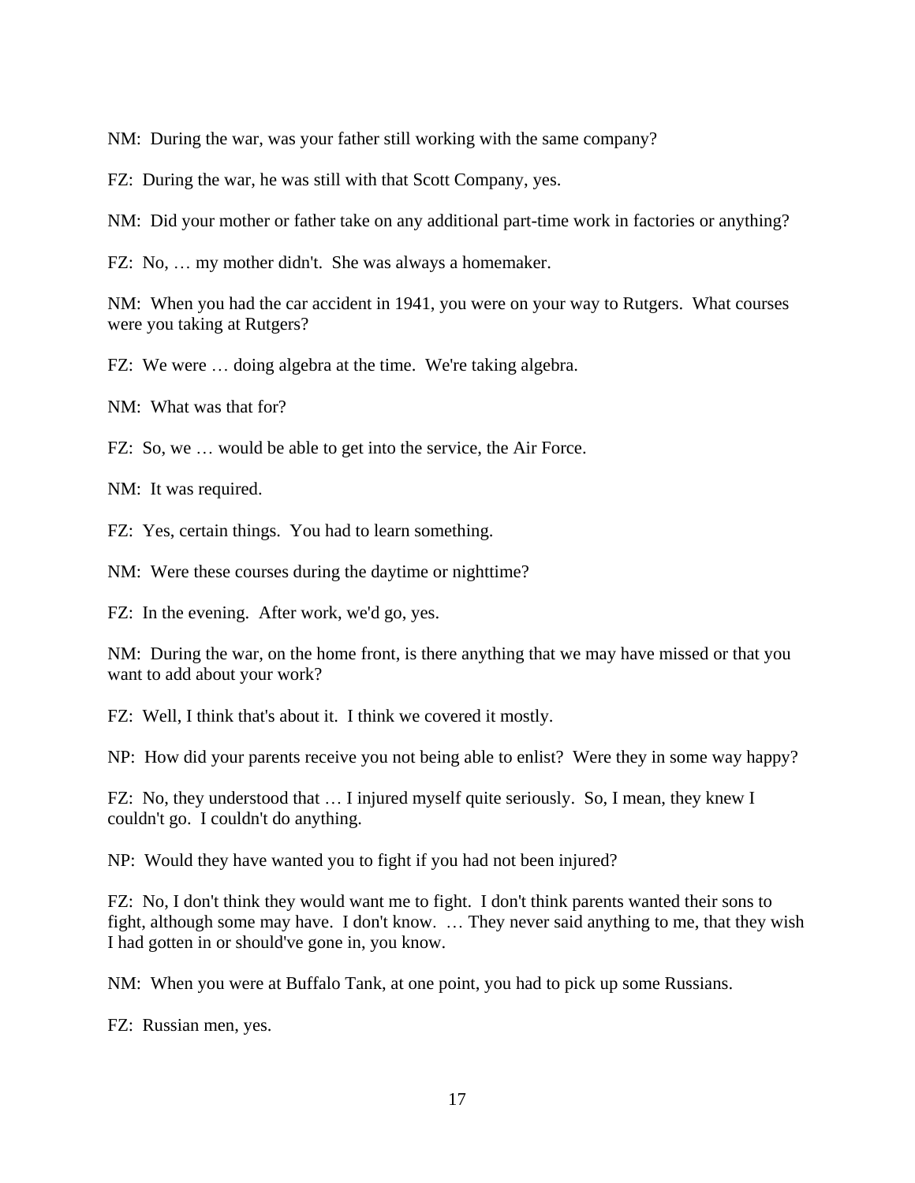NM: During the war, was your father still working with the same company?

FZ: During the war, he was still with that Scott Company, yes.

NM: Did your mother or father take on any additional part-time work in factories or anything?

FZ: No, … my mother didn't. She was always a homemaker.

NM: When you had the car accident in 1941, you were on your way to Rutgers. What courses were you taking at Rutgers?

FZ: We were … doing algebra at the time. We're taking algebra.

NM: What was that for?

FZ: So, we … would be able to get into the service, the Air Force.

NM: It was required.

FZ: Yes, certain things. You had to learn something.

NM: Were these courses during the daytime or nighttime?

FZ: In the evening. After work, we'd go, yes.

NM: During the war, on the home front, is there anything that we may have missed or that you want to add about your work?

FZ: Well, I think that's about it. I think we covered it mostly.

NP: How did your parents receive you not being able to enlist? Were they in some way happy?

FZ: No, they understood that … I injured myself quite seriously. So, I mean, they knew I couldn't go. I couldn't do anything.

NP: Would they have wanted you to fight if you had not been injured?

FZ: No, I don't think they would want me to fight. I don't think parents wanted their sons to fight, although some may have. I don't know. … They never said anything to me, that they wish I had gotten in or should've gone in, you know.

NM: When you were at Buffalo Tank, at one point, you had to pick up some Russians.

FZ: Russian men, yes.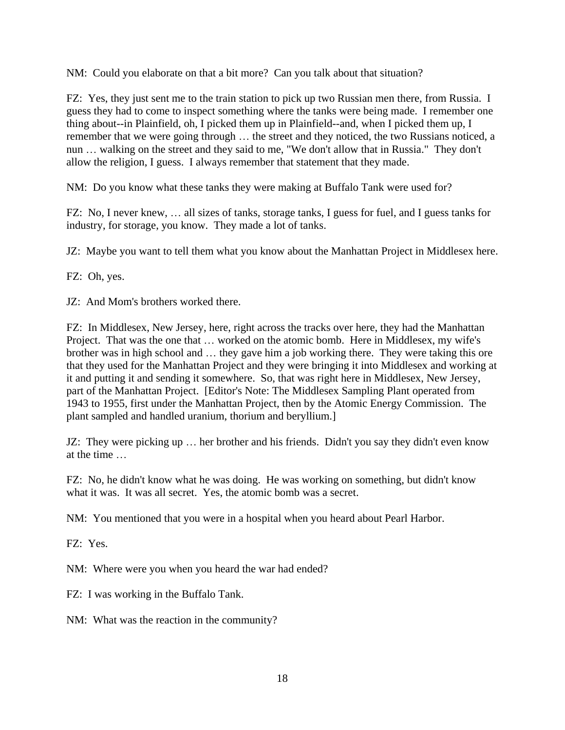NM: Could you elaborate on that a bit more? Can you talk about that situation?

FZ: Yes, they just sent me to the train station to pick up two Russian men there, from Russia. I guess they had to come to inspect something where the tanks were being made. I remember one thing about--in Plainfield, oh, I picked them up in Plainfield--and, when I picked them up, I remember that we were going through … the street and they noticed, the two Russians noticed, a nun … walking on the street and they said to me, "We don't allow that in Russia." They don't allow the religion, I guess. I always remember that statement that they made.

NM: Do you know what these tanks they were making at Buffalo Tank were used for?

FZ: No, I never knew, … all sizes of tanks, storage tanks, I guess for fuel, and I guess tanks for industry, for storage, you know. They made a lot of tanks.

JZ: Maybe you want to tell them what you know about the Manhattan Project in Middlesex here.

FZ: Oh, yes.

JZ: And Mom's brothers worked there.

FZ: In Middlesex, New Jersey, here, right across the tracks over here, they had the Manhattan Project. That was the one that … worked on the atomic bomb. Here in Middlesex, my wife's brother was in high school and … they gave him a job working there. They were taking this ore that they used for the Manhattan Project and they were bringing it into Middlesex and working at it and putting it and sending it somewhere. So, that was right here in Middlesex, New Jersey, part of the Manhattan Project. [Editor's Note: The Middlesex Sampling Plant operated from 1943 to 1955, first under the Manhattan Project, then by the Atomic Energy Commission. The plant sampled and handled uranium, thorium and beryllium.]

JZ: They were picking up … her brother and his friends. Didn't you say they didn't even know at the time …

FZ: No, he didn't know what he was doing. He was working on something, but didn't know what it was. It was all secret. Yes, the atomic bomb was a secret.

NM: You mentioned that you were in a hospital when you heard about Pearl Harbor.

FZ: Yes.

NM: Where were you when you heard the war had ended?

FZ: I was working in the Buffalo Tank.

NM: What was the reaction in the community?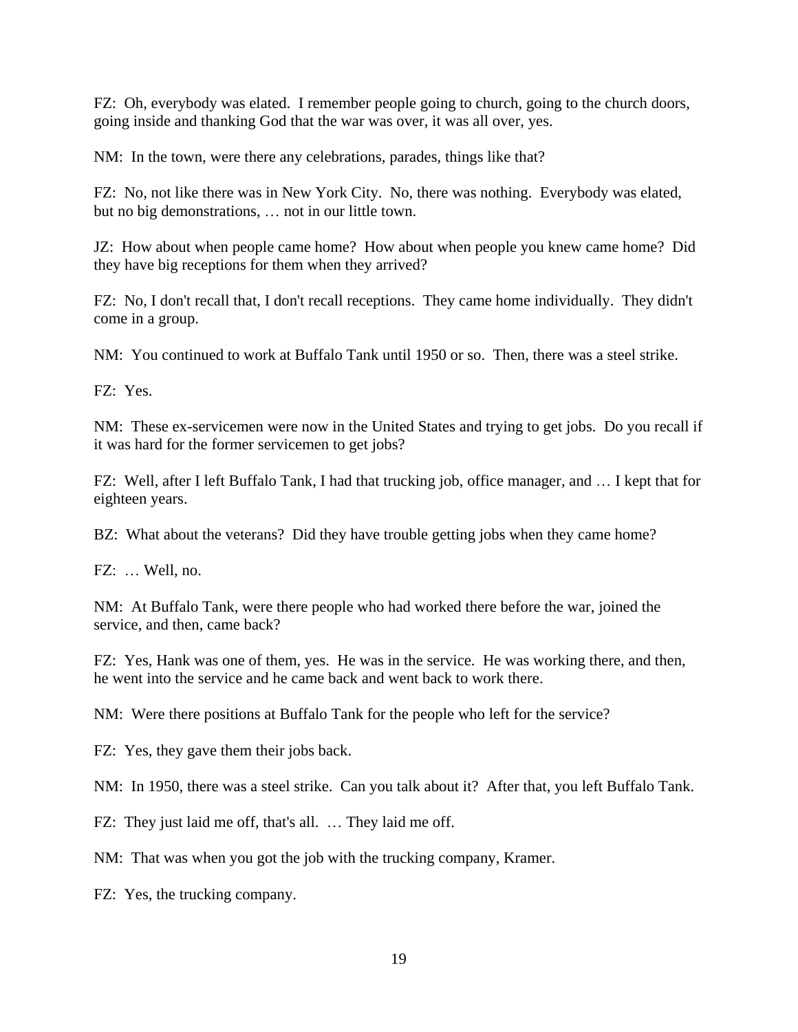FZ: Oh, everybody was elated. I remember people going to church, going to the church doors, going inside and thanking God that the war was over, it was all over, yes.

NM: In the town, were there any celebrations, parades, things like that?

FZ: No, not like there was in New York City. No, there was nothing. Everybody was elated, but no big demonstrations, … not in our little town.

JZ: How about when people came home? How about when people you knew came home? Did they have big receptions for them when they arrived?

FZ: No, I don't recall that, I don't recall receptions. They came home individually. They didn't come in a group.

NM: You continued to work at Buffalo Tank until 1950 or so. Then, there was a steel strike.

FZ: Yes.

NM: These ex-servicemen were now in the United States and trying to get jobs. Do you recall if it was hard for the former servicemen to get jobs?

FZ: Well, after I left Buffalo Tank, I had that trucking job, office manager, and … I kept that for eighteen years.

BZ: What about the veterans? Did they have trouble getting jobs when they came home?

FZ: … Well, no.

NM: At Buffalo Tank, were there people who had worked there before the war, joined the service, and then, came back?

FZ: Yes, Hank was one of them, yes. He was in the service. He was working there, and then, he went into the service and he came back and went back to work there.

NM: Were there positions at Buffalo Tank for the people who left for the service?

FZ: Yes, they gave them their jobs back.

NM: In 1950, there was a steel strike. Can you talk about it? After that, you left Buffalo Tank.

FZ: They just laid me off, that's all. … They laid me off.

NM: That was when you got the job with the trucking company, Kramer.

FZ: Yes, the trucking company.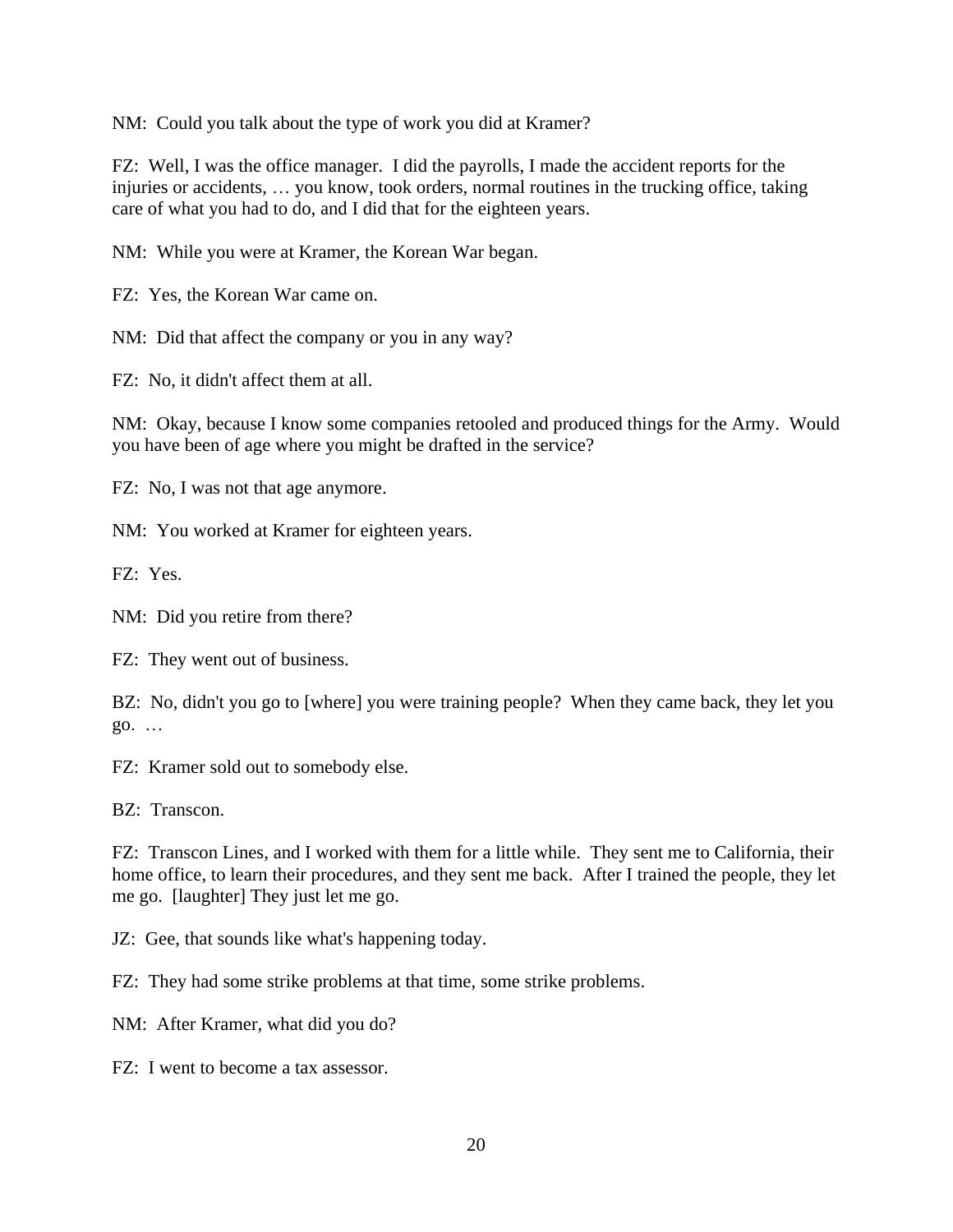NM: Could you talk about the type of work you did at Kramer?

FZ: Well, I was the office manager. I did the payrolls, I made the accident reports for the injuries or accidents, … you know, took orders, normal routines in the trucking office, taking care of what you had to do, and I did that for the eighteen years.

NM: While you were at Kramer, the Korean War began.

FZ: Yes, the Korean War came on.

NM: Did that affect the company or you in any way?

FZ: No, it didn't affect them at all.

NM: Okay, because I know some companies retooled and produced things for the Army. Would you have been of age where you might be drafted in the service?

FZ: No, I was not that age anymore.

NM: You worked at Kramer for eighteen years.

FZ: Yes.

NM: Did you retire from there?

FZ: They went out of business.

BZ: No, didn't you go to [where] you were training people? When they came back, they let you go. …

FZ: Kramer sold out to somebody else.

BZ: Transcon.

FZ: Transcon Lines, and I worked with them for a little while. They sent me to California, their home office, to learn their procedures, and they sent me back. After I trained the people, they let me go. [laughter] They just let me go.

JZ: Gee, that sounds like what's happening today.

FZ: They had some strike problems at that time, some strike problems.

NM: After Kramer, what did you do?

FZ: I went to become a tax assessor.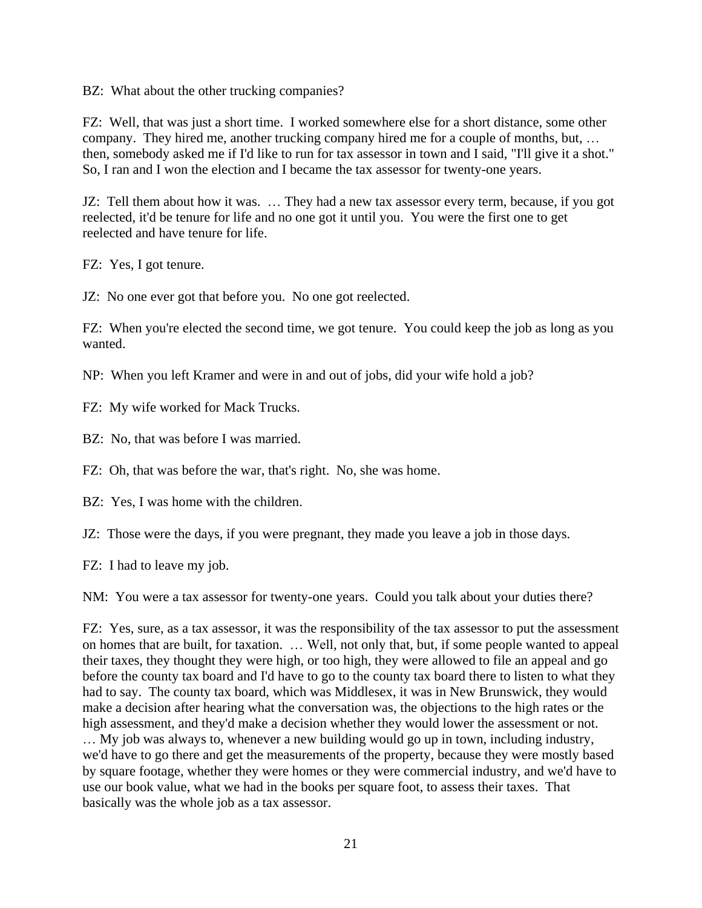BZ: What about the other trucking companies?

FZ: Well, that was just a short time. I worked somewhere else for a short distance, some other company. They hired me, another trucking company hired me for a couple of months, but, … then, somebody asked me if I'd like to run for tax assessor in town and I said, "I'll give it a shot." So, I ran and I won the election and I became the tax assessor for twenty-one years.

JZ: Tell them about how it was. … They had a new tax assessor every term, because, if you got reelected, it'd be tenure for life and no one got it until you. You were the first one to get reelected and have tenure for life.

FZ: Yes, I got tenure.

JZ: No one ever got that before you. No one got reelected.

FZ: When you're elected the second time, we got tenure. You could keep the job as long as you wanted.

NP: When you left Kramer and were in and out of jobs, did your wife hold a job?

FZ: My wife worked for Mack Trucks.

BZ: No, that was before I was married.

FZ: Oh, that was before the war, that's right. No, she was home.

BZ: Yes, I was home with the children.

JZ: Those were the days, if you were pregnant, they made you leave a job in those days.

FZ: I had to leave my job.

NM: You were a tax assessor for twenty-one years. Could you talk about your duties there?

FZ: Yes, sure, as a tax assessor, it was the responsibility of the tax assessor to put the assessment on homes that are built, for taxation. … Well, not only that, but, if some people wanted to appeal their taxes, they thought they were high, or too high, they were allowed to file an appeal and go before the county tax board and I'd have to go to the county tax board there to listen to what they had to say. The county tax board, which was Middlesex, it was in New Brunswick, they would make a decision after hearing what the conversation was, the objections to the high rates or the high assessment, and they'd make a decision whether they would lower the assessment or not. … My job was always to, whenever a new building would go up in town, including industry, we'd have to go there and get the measurements of the property, because they were mostly based by square footage, whether they were homes or they were commercial industry, and we'd have to use our book value, what we had in the books per square foot, to assess their taxes. That basically was the whole job as a tax assessor.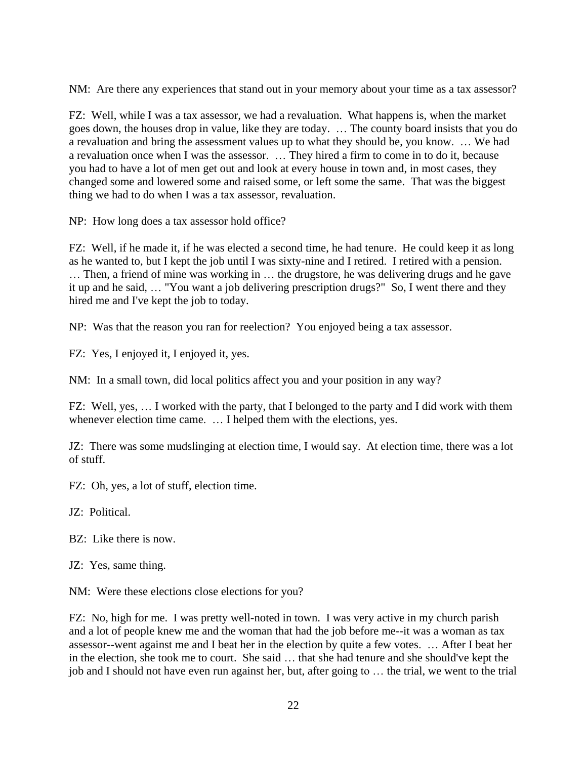NM: Are there any experiences that stand out in your memory about your time as a tax assessor?

FZ: Well, while I was a tax assessor, we had a revaluation. What happens is, when the market goes down, the houses drop in value, like they are today. … The county board insists that you do a revaluation and bring the assessment values up to what they should be, you know. … We had a revaluation once when I was the assessor. … They hired a firm to come in to do it, because you had to have a lot of men get out and look at every house in town and, in most cases, they changed some and lowered some and raised some, or left some the same. That was the biggest thing we had to do when I was a tax assessor, revaluation.

NP: How long does a tax assessor hold office?

FZ: Well, if he made it, if he was elected a second time, he had tenure. He could keep it as long as he wanted to, but I kept the job until I was sixty-nine and I retired. I retired with a pension. … Then, a friend of mine was working in … the drugstore, he was delivering drugs and he gave it up and he said, … "You want a job delivering prescription drugs?" So, I went there and they hired me and I've kept the job to today.

NP: Was that the reason you ran for reelection? You enjoyed being a tax assessor.

FZ: Yes, I enjoyed it, I enjoyed it, yes.

NM: In a small town, did local politics affect you and your position in any way?

FZ: Well, yes, … I worked with the party, that I belonged to the party and I did work with them whenever election time came. … I helped them with the elections, yes.

JZ: There was some mudslinging at election time, I would say. At election time, there was a lot of stuff.

FZ: Oh, yes, a lot of stuff, election time.

JZ: Political.

BZ: Like there is now.

JZ: Yes, same thing.

NM: Were these elections close elections for you?

FZ: No, high for me. I was pretty well-noted in town. I was very active in my church parish and a lot of people knew me and the woman that had the job before me--it was a woman as tax assessor--went against me and I beat her in the election by quite a few votes. … After I beat her in the election, she took me to court. She said … that she had tenure and she should've kept the job and I should not have even run against her, but, after going to … the trial, we went to the trial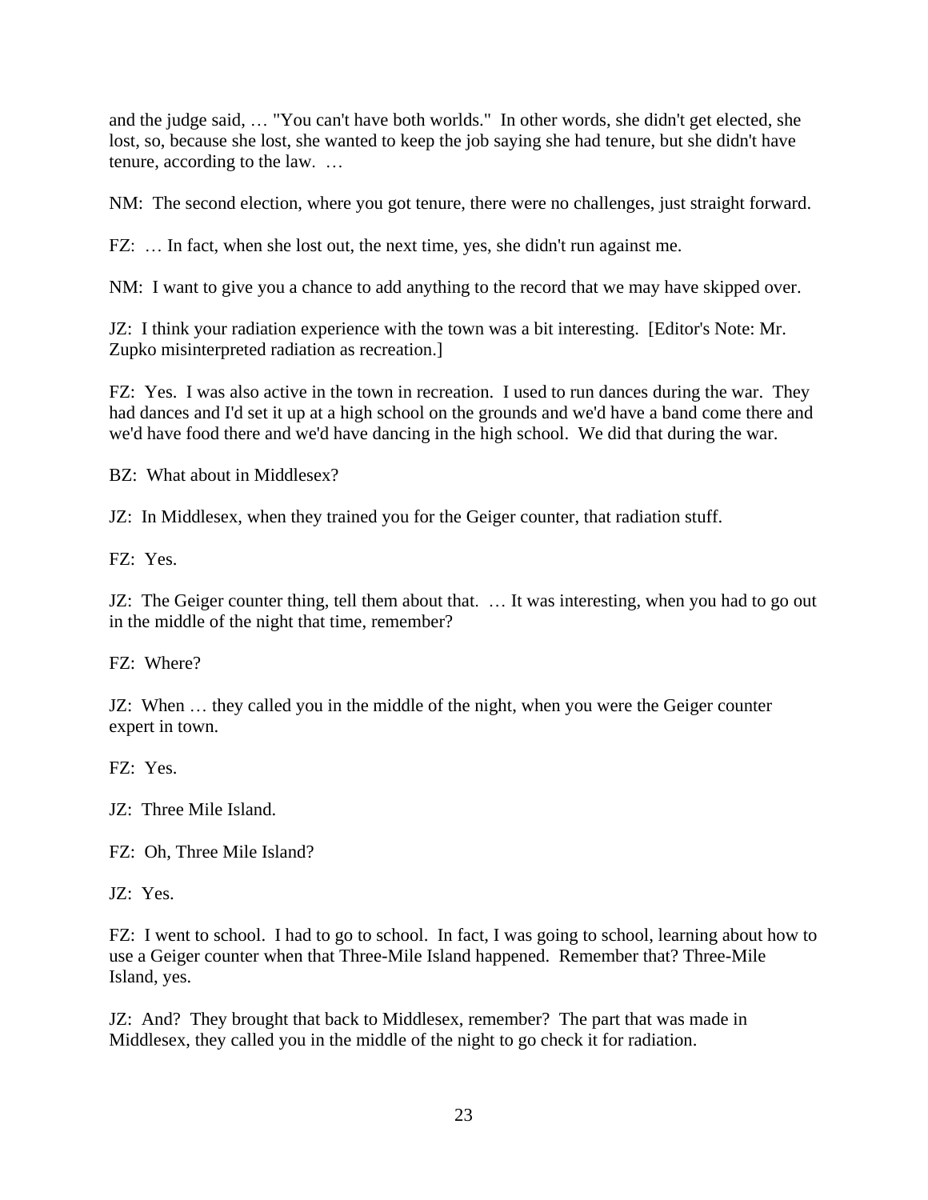and the judge said, … "You can't have both worlds." In other words, she didn't get elected, she lost, so, because she lost, she wanted to keep the job saying she had tenure, but she didn't have tenure, according to the law. …

NM: The second election, where you got tenure, there were no challenges, just straight forward.

FZ: … In fact, when she lost out, the next time, yes, she didn't run against me.

NM: I want to give you a chance to add anything to the record that we may have skipped over.

JZ: I think your radiation experience with the town was a bit interesting. [Editor's Note: Mr. Zupko misinterpreted radiation as recreation.]

FZ: Yes. I was also active in the town in recreation. I used to run dances during the war. They had dances and I'd set it up at a high school on the grounds and we'd have a band come there and we'd have food there and we'd have dancing in the high school. We did that during the war.

BZ: What about in Middlesex?

JZ: In Middlesex, when they trained you for the Geiger counter, that radiation stuff.

FZ: Yes.

JZ: The Geiger counter thing, tell them about that. … It was interesting, when you had to go out in the middle of the night that time, remember?

FZ: Where?

JZ: When … they called you in the middle of the night, when you were the Geiger counter expert in town.

FZ: Yes.

JZ: Three Mile Island.

FZ: Oh, Three Mile Island?

JZ: Yes.

FZ: I went to school. I had to go to school. In fact, I was going to school, learning about how to use a Geiger counter when that Three-Mile Island happened. Remember that? Three-Mile Island, yes.

JZ: And? They brought that back to Middlesex, remember? The part that was made in Middlesex, they called you in the middle of the night to go check it for radiation.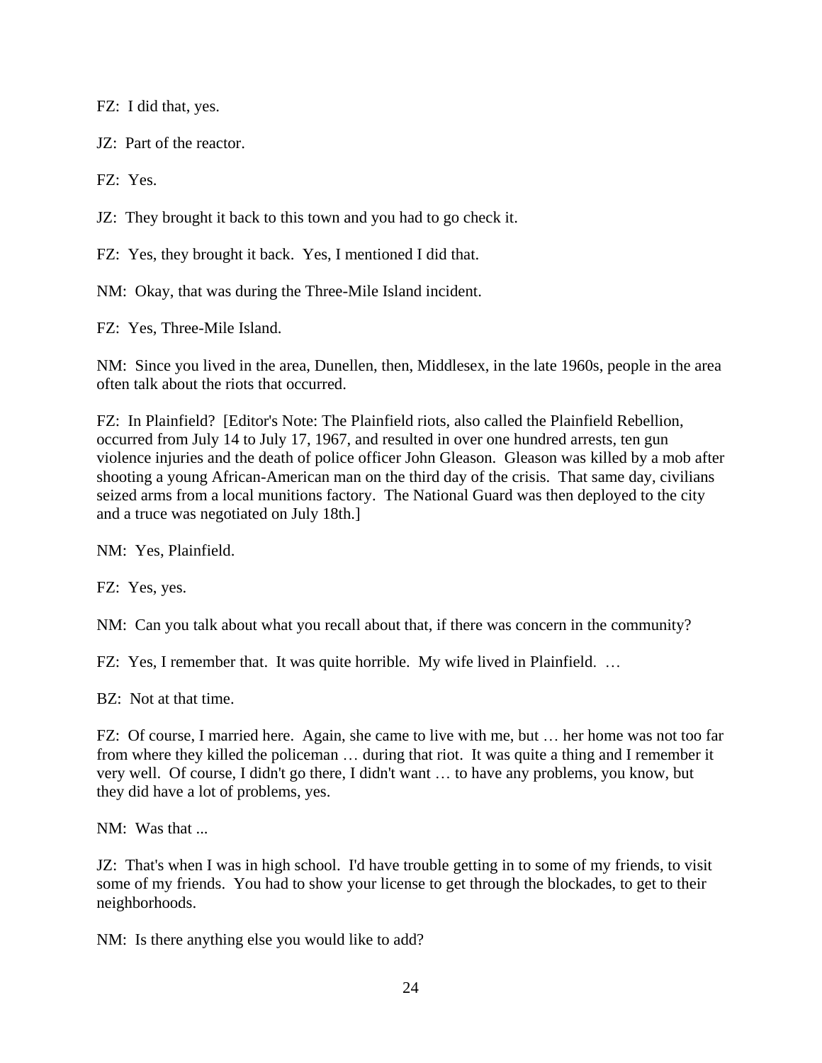FZ: I did that, yes.

JZ: Part of the reactor.

FZ: Yes.

JZ: They brought it back to this town and you had to go check it.

FZ: Yes, they brought it back. Yes, I mentioned I did that.

NM: Okay, that was during the Three-Mile Island incident.

FZ: Yes, Three-Mile Island.

NM: Since you lived in the area, Dunellen, then, Middlesex, in the late 1960s, people in the area often talk about the riots that occurred.

FZ: In Plainfield? [Editor's Note: The Plainfield riots, also called the Plainfield Rebellion, occurred from July 14 to July 17, 1967, and resulted in over one hundred arrests, ten gun violence injuries and the death of police officer John Gleason. Gleason was killed by a mob after shooting a young African-American man on the third day of the crisis. That same day, civilians seized arms from a local munitions factory. The National Guard was then deployed to the city and a truce was negotiated on July 18th.]

NM: Yes, Plainfield.

FZ: Yes, yes.

NM: Can you talk about what you recall about that, if there was concern in the community?

FZ: Yes, I remember that. It was quite horrible. My wife lived in Plainfield. …

BZ: Not at that time.

FZ: Of course, I married here. Again, she came to live with me, but … her home was not too far from where they killed the policeman … during that riot. It was quite a thing and I remember it very well. Of course, I didn't go there, I didn't want … to have any problems, you know, but they did have a lot of problems, yes.

NM: Was that ...

JZ: That's when I was in high school. I'd have trouble getting in to some of my friends, to visit some of my friends. You had to show your license to get through the blockades, to get to their neighborhoods.

NM: Is there anything else you would like to add?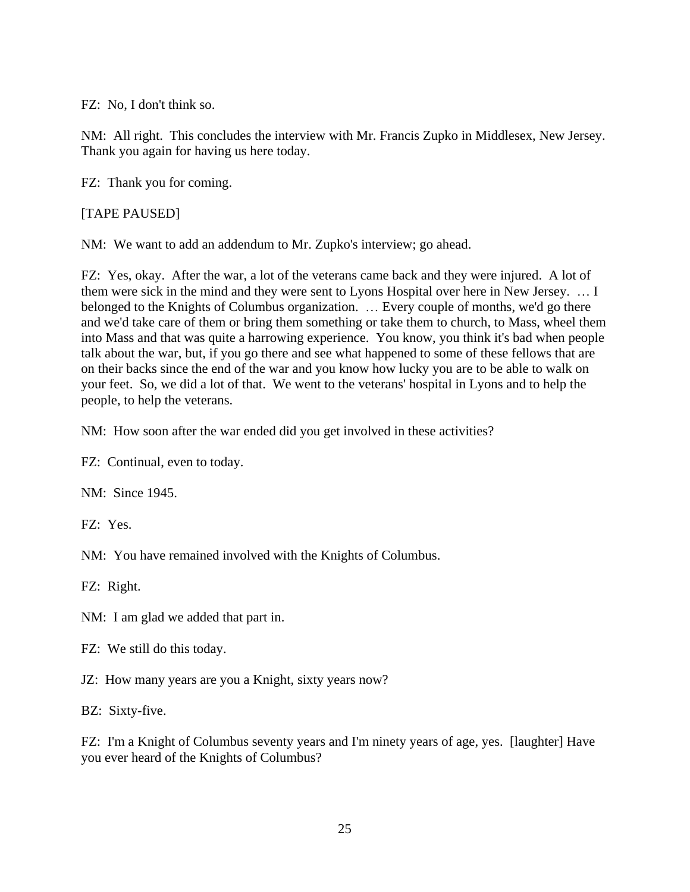FZ: No, I don't think so.

NM: All right. This concludes the interview with Mr. Francis Zupko in Middlesex, New Jersey. Thank you again for having us here today.

FZ: Thank you for coming.

[TAPE PAUSED]

NM: We want to add an addendum to Mr. Zupko's interview; go ahead.

FZ: Yes, okay. After the war, a lot of the veterans came back and they were injured. A lot of them were sick in the mind and they were sent to Lyons Hospital over here in New Jersey. … I belonged to the Knights of Columbus organization. … Every couple of months, we'd go there and we'd take care of them or bring them something or take them to church, to Mass, wheel them into Mass and that was quite a harrowing experience. You know, you think it's bad when people talk about the war, but, if you go there and see what happened to some of these fellows that are on their backs since the end of the war and you know how lucky you are to be able to walk on your feet. So, we did a lot of that. We went to the veterans' hospital in Lyons and to help the people, to help the veterans.

NM: How soon after the war ended did you get involved in these activities?

FZ: Continual, even to today.

NM: Since 1945.

FZ: Yes.

NM: You have remained involved with the Knights of Columbus.

FZ: Right.

NM: I am glad we added that part in.

FZ: We still do this today.

JZ: How many years are you a Knight, sixty years now?

BZ: Sixty-five.

FZ: I'm a Knight of Columbus seventy years and I'm ninety years of age, yes. [laughter] Have you ever heard of the Knights of Columbus?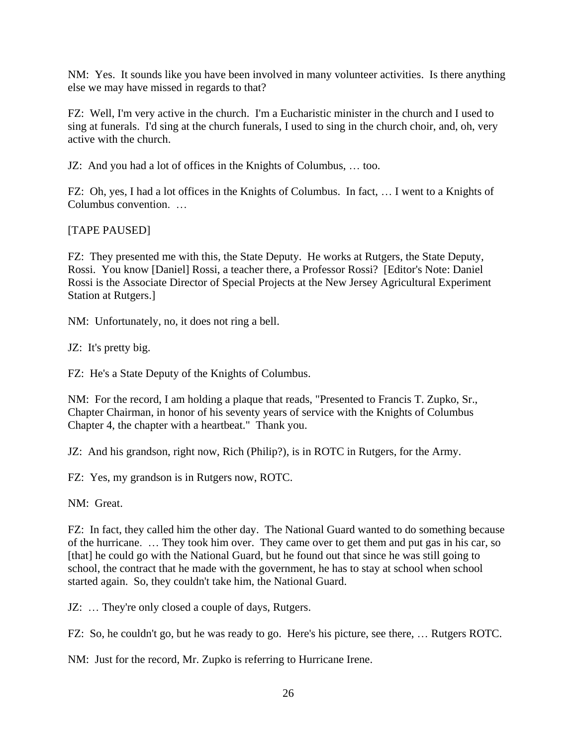NM: Yes. It sounds like you have been involved in many volunteer activities. Is there anything else we may have missed in regards to that?

FZ: Well, I'm very active in the church. I'm a Eucharistic minister in the church and I used to sing at funerals. I'd sing at the church funerals, I used to sing in the church choir, and, oh, very active with the church.

JZ: And you had a lot of offices in the Knights of Columbus, … too.

FZ: Oh, yes, I had a lot offices in the Knights of Columbus. In fact, … I went to a Knights of Columbus convention. …

[TAPE PAUSED]

FZ: They presented me with this, the State Deputy. He works at Rutgers, the State Deputy, Rossi. You know [Daniel] Rossi, a teacher there, a Professor Rossi? [Editor's Note: Daniel Rossi is the Associate Director of Special Projects at the New Jersey Agricultural Experiment Station at Rutgers.]

NM: Unfortunately, no, it does not ring a bell.

JZ: It's pretty big.

FZ: He's a State Deputy of the Knights of Columbus.

NM: For the record, I am holding a plaque that reads, "Presented to Francis T. Zupko, Sr., Chapter Chairman, in honor of his seventy years of service with the Knights of Columbus Chapter 4, the chapter with a heartbeat." Thank you.

JZ: And his grandson, right now, Rich (Philip?), is in ROTC in Rutgers, for the Army.

FZ: Yes, my grandson is in Rutgers now, ROTC.

NM: Great.

FZ: In fact, they called him the other day. The National Guard wanted to do something because of the hurricane. … They took him over. They came over to get them and put gas in his car, so [that] he could go with the National Guard, but he found out that since he was still going to school, the contract that he made with the government, he has to stay at school when school started again. So, they couldn't take him, the National Guard.

JZ: … They're only closed a couple of days, Rutgers.

FZ: So, he couldn't go, but he was ready to go. Here's his picture, see there, … Rutgers ROTC.

NM: Just for the record, Mr. Zupko is referring to Hurricane Irene.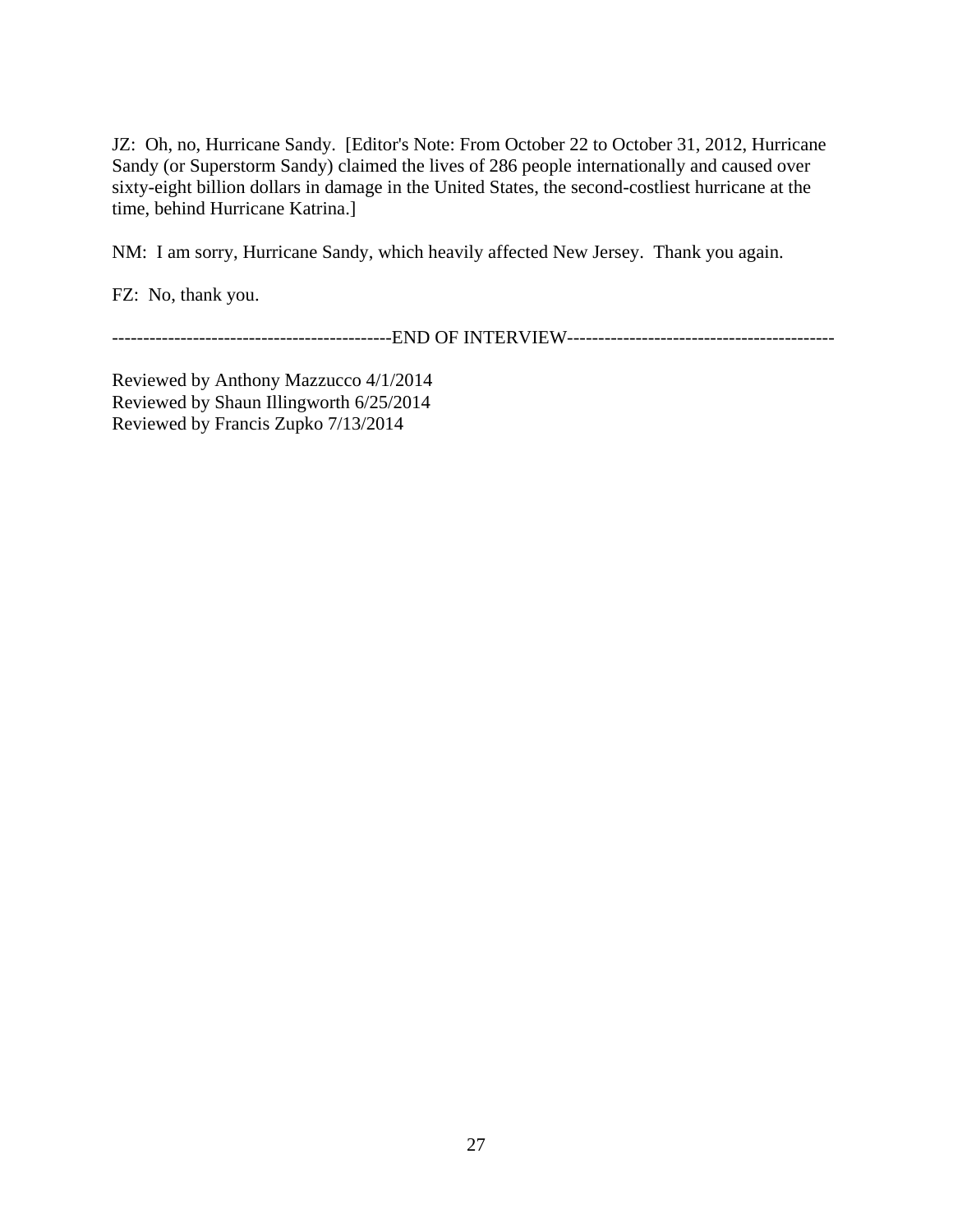JZ: Oh, no, Hurricane Sandy. [Editor's Note: From October 22 to October 31, 2012, Hurricane Sandy (or Superstorm Sandy) claimed the lives of 286 people internationally and caused over sixty-eight billion dollars in damage in the United States, the second-costliest hurricane at the time, behind Hurricane Katrina.]

NM: I am sorry, Hurricane Sandy, which heavily affected New Jersey. Thank you again.

FZ: No, thank you.

---------------------------------------------END OF INTERVIEW-------------------------------------------

Reviewed by Anthony Mazzucco 4/1/2014
Reviewed by Shaun Illingworth 6/25/2014
Reviewed by Francis Zupko 7/13/2014